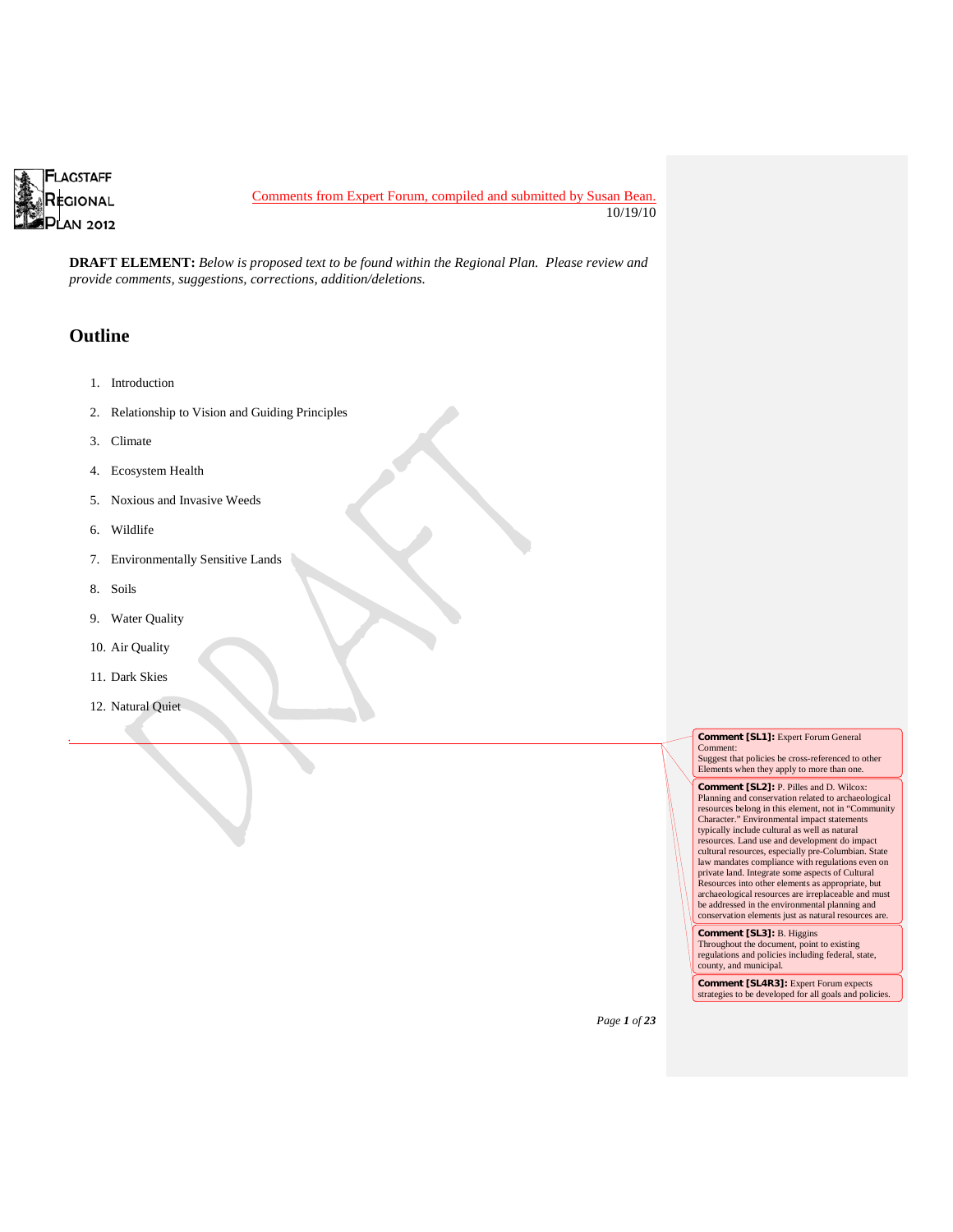Comments from Expert Forum, compiled and submitted by Susan Bean.
10/19/10

**DRAFT ELEMENT:** *Below is proposed text to be found within the Regional Plan. Please review and provide comments, suggestions, corrections, addition/deletions.*

## Outline

1. Introduction
2. Relationship to Vision and Guiding Principles
3. Climate
4. Ecosystem Health
5. Noxious and Invasive Weeds
6. Wildlife
7. Environmentally Sensitive Lands
8. Soils
9. Water Quality
10. Air Quality
11. Dark Skies
12. Natural Quiet

---

**Comment [SL1]:** Expert Forum General Comment:
Suggest that policies be cross-referenced to other Elements when they apply to more than one.

**Comment [SL2]:** P. Pilles and D. Wilcox:
Planning and conservation related to archaeological resources belong in this element, not in "Community Character." Environmental impact statements typically include cultural as well as natural resources. Land use and development do impact cultural resources, especially pre-Columbian. State law mandates compliance with regulations even on private land. Integrate some aspects of Cultural Resources into other elements as appropriate, but archaeological resources are irreplaceable and must be addressed in the environmental planning and conservation elements just as natural resources are.

**Comment [SL3]:** B. Higgins
Throughout the document, point to existing regulations and policies including federal, state, county, and municipal.

**Comment [SL4R3]:** Expert Forum expects strategies to be developed for all goals and policies.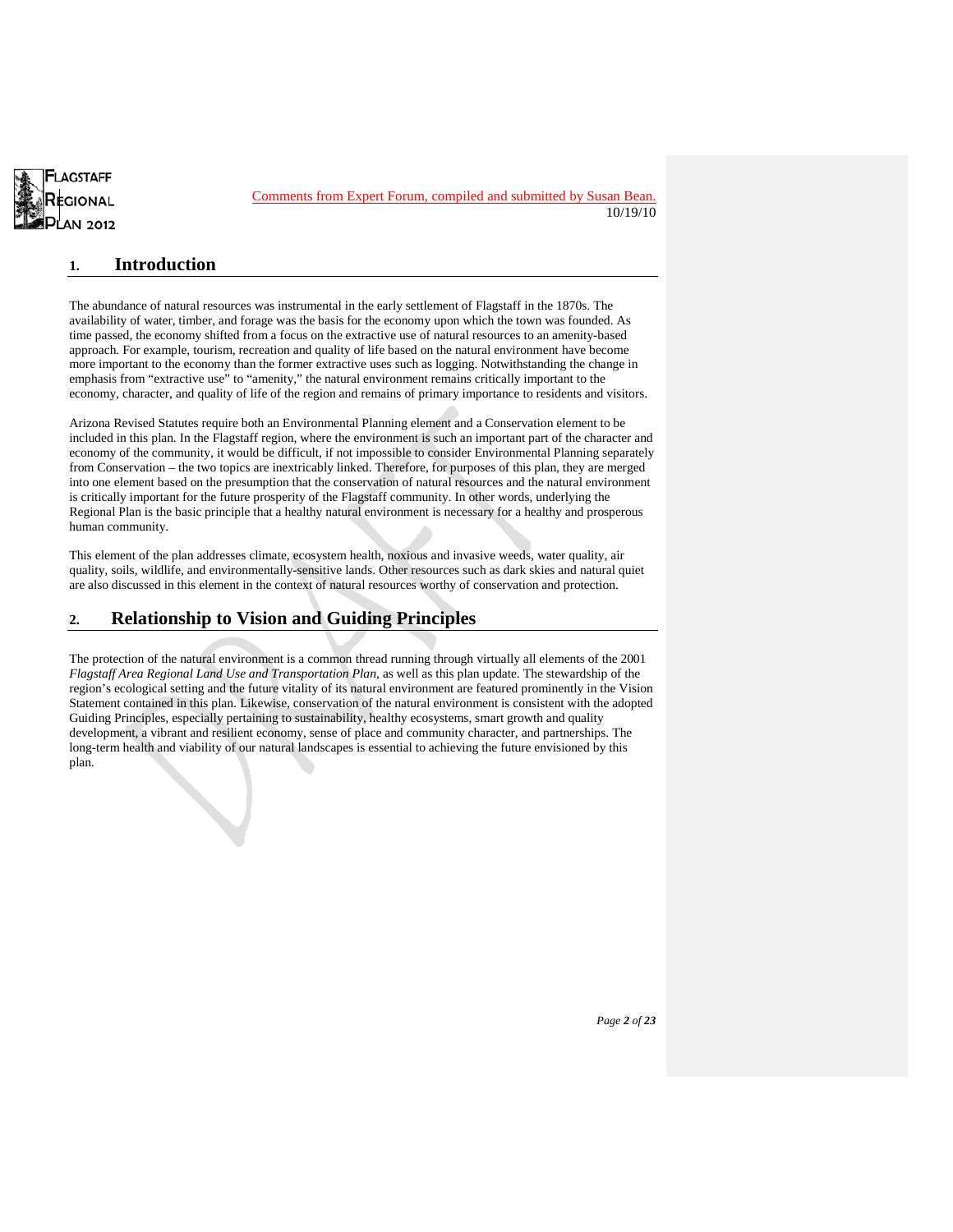Comments from Expert Forum, compiled and submitted by Susan Bean.
10/19/10

## 1. Introduction

The abundance of natural resources was instrumental in the early settlement of Flagstaff in the 1870s. The availability of water, timber, and forage was the basis for the economy upon which the town was founded. As time passed, the economy shifted from a focus on the extractive use of natural resources to an amenity-based approach. For example, tourism, recreation and quality of life based on the natural environment have become more important to the economy than the former extractive uses such as logging. Notwithstanding the change in emphasis from "extractive use" to "amenity," the natural environment remains critically important to the economy, character, and quality of life of the region and remains of primary importance to residents and visitors.

Arizona Revised Statutes require both an Environmental Planning element and a Conservation element to be included in this plan. In the Flagstaff region, where the environment is such an important part of the character and economy of the community, it would be difficult, if not impossible to consider Environmental Planning separately from Conservation – the two topics are inextricably linked. Therefore, for purposes of this plan, they are merged into one element based on the presumption that the conservation of natural resources and the natural environment is critically important for the future prosperity of the Flagstaff community. In other words, underlying the Regional Plan is the basic principle that a healthy natural environment is necessary for a healthy and prosperous human community.

This element of the plan addresses climate, ecosystem health, noxious and invasive weeds, water quality, air quality, soils, wildlife, and environmentally-sensitive lands. Other resources such as dark skies and natural quiet are also discussed in this element in the context of natural resources worthy of conservation and protection.

## 2. Relationship to Vision and Guiding Principles

The protection of the natural environment is a common thread running through virtually all elements of the 2001 *Flagstaff Area Regional Land Use and Transportation Plan*, as well as this plan update. The stewardship of the region's ecological setting and the future vitality of its natural environment are featured prominently in the Vision Statement contained in this plan. Likewise, conservation of the natural environment is consistent with the adopted Guiding Principles, especially pertaining to sustainability, healthy ecosystems, smart growth and quality development, a vibrant and resilient economy, sense of place and community character, and partnerships. The long-term health and viability of our natural landscapes is essential to achieving the future envisioned by this plan.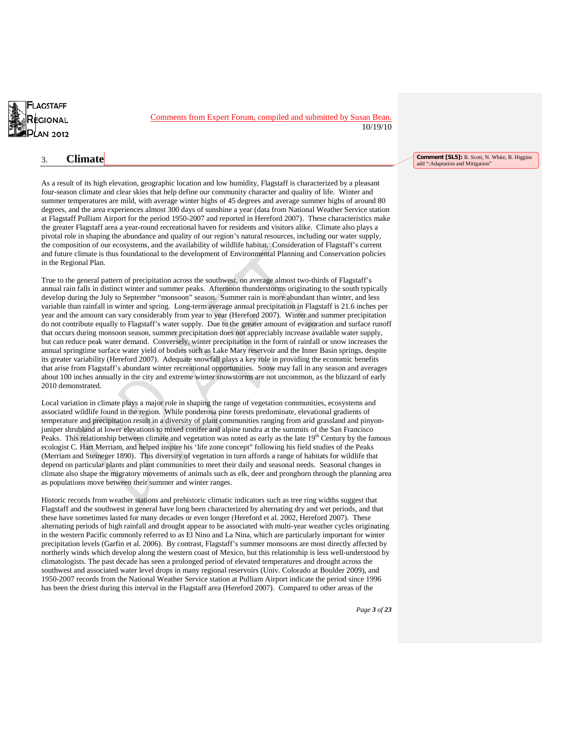Comments from Expert Forum, compiled and submitted by Susan Bean.
10/19/10

## 3. Climate

**Comment [SL5]:** R. Scott, N. White, B. Higgins add ":Adaptation and Mitigation"

As a result of its high elevation, geographic location and low humidity, Flagstaff is characterized by a pleasant four-season climate and clear skies that help define our community character and quality of life. Winter and summer temperatures are mild, with average winter highs of 45 degrees and average summer highs of around 80 degrees, and the area experiences almost 300 days of sunshine a year (data from National Weather Service station at Flagstaff Pulliam Airport for the period 1950-2007 and reported in Hereford 2007). These characteristics make the greater Flagstaff area a year-round recreational haven for residents and visitors alike. Climate also plays a pivotal role in shaping the abundance and quality of our region's natural resources, including our water supply, the composition of our ecosystems, and the availability of wildlife habitat. Consideration of Flagstaff's current and future climate is thus foundational to the development of Environmental Planning and Conservation policies in the Regional Plan.

True to the general pattern of precipitation across the southwest, on average almost two-thirds of Flagstaff's annual rain falls in distinct winter and summer peaks. Afternoon thunderstorms originating to the south typically develop during the July to September "monsoon" season. Summer rain is more abundant than winter, and less variable than rainfall in winter and spring. Long-term average annual precipitation in Flagstaff is 21.6 inches per year and the amount can vary considerably from year to year (Hereford 2007). Winter and summer precipitation do not contribute equally to Flagstaff's water supply. Due to the greater amount of evaporation and surface runoff that occurs during monsoon season, summer precipitation does not appreciably increase available water supply, but can reduce peak water demand. Conversely, winter precipitation in the form of rainfall or snow increases the annual springtime surface water yield of bodies such as Lake Mary reservoir and the Inner Basin springs, despite its greater variability (Hereford 2007). Adequate snowfall plays a key role in providing the economic benefits that arise from Flagstaff's abundant winter recreational opportunities. Snow may fall in any season and averages about 100 inches annually in the city and extreme winter snowstorms are not uncommon, as the blizzard of early 2010 demonstrated.

Local variation in climate plays a major role in shaping the range of vegetation communities, ecosystems and associated wildlife found in the region. While ponderosa pine forests predominate, elevational gradients of temperature and precipitation result in a diversity of plant communities ranging from arid grassland and pinyon-juniper shrubland at lower elevations to mixed conifer and alpine tundra at the summits of the San Francisco Peaks. This relationship between climate and vegetation was noted as early as the late 19th Century by the famous ecologist C. Hart Merriam, and helped inspire his 'life zone concept" following his field studies of the Peaks (Merriam and Steineger 1890). This diversity of vegetation in turn affords a range of habitats for wildlife that depend on particular plants and plant communities to meet their daily and seasonal needs. Seasonal changes in climate also shape the migratory movements of animals such as elk, deer and pronghorn through the planning area as populations move between their summer and winter ranges.

Historic records from weather stations and prehistoric climatic indicators such as tree ring widths suggest that Flagstaff and the southwest in general have long been characterized by alternating dry and wet periods, and that these have sometimes lasted for many decades or even longer (Hereford et al. 2002, Hereford 2007). These alternating periods of high rainfall and drought appear to be associated with multi-year weather cycles originating in the western Pacific commonly referred to as El Nino and La Nina, which are particularly important for winter precipitation levels (Garfin et al. 2006). By contrast, Flagstaff's summer monsoons are most directly affected by northerly winds which develop along the western coast of Mexico, but this relationship is less well-understood by climatologists. The past decade has seen a prolonged period of elevated temperatures and drought across the southwest and associated water level drops in many regional reservoirs (Univ. Colorado at Boulder 2009), and 1950-2007 records from the National Weather Service station at Pulliam Airport indicate the period since 1996 has been the driest during this interval in the Flagstaff area (Hereford 2007). Compared to other areas of the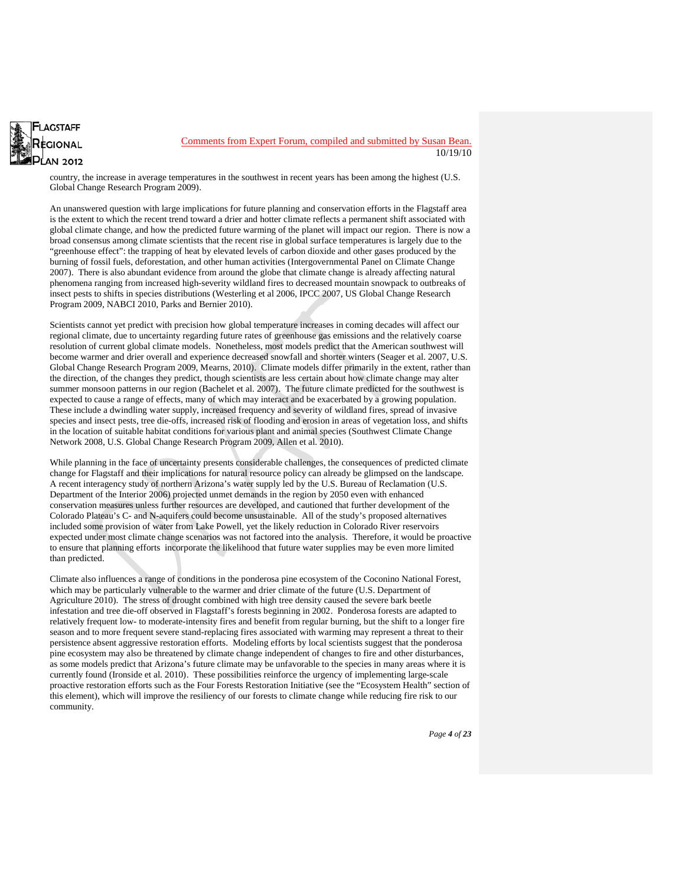country, the increase in average temperatures in the southwest in recent years has been among the highest (U.S. Global Change Research Program 2009).

An unanswered question with large implications for future planning and conservation efforts in the Flagstaff area is the extent to which the recent trend toward a drier and hotter climate reflects a permanent shift associated with global climate change, and how the predicted future warming of the planet will impact our region. There is now a broad consensus among climate scientists that the recent rise in global surface temperatures is largely due to the "greenhouse effect": the trapping of heat by elevated levels of carbon dioxide and other gases produced by the burning of fossil fuels, deforestation, and other human activities (Intergovernmental Panel on Climate Change 2007). There is also abundant evidence from around the globe that climate change is already affecting natural phenomena ranging from increased high-severity wildland fires to decreased mountain snowpack to outbreaks of insect pests to shifts in species distributions (Westerling et al 2006, IPCC 2007, US Global Change Research Program 2009, NABCI 2010, Parks and Bernier 2010).

Scientists cannot yet predict with precision how global temperature increases in coming decades will affect our regional climate, due to uncertainty regarding future rates of greenhouse gas emissions and the relatively coarse resolution of current global climate models. Nonetheless, most models predict that the American southwest will become warmer and drier overall and experience decreased snowfall and shorter winters (Seager et al. 2007, U.S. Global Change Research Program 2009, Mearns, 2010). Climate models differ primarily in the extent, rather than the direction, of the changes they predict, though scientists are less certain about how climate change may alter summer monsoon patterns in our region (Bachelet et al. 2007). The future climate predicted for the southwest is expected to cause a range of effects, many of which may interact and be exacerbated by a growing population. These include a dwindling water supply, increased frequency and severity of wildland fires, spread of invasive species and insect pests, tree die-offs, increased risk of flooding and erosion in areas of vegetation loss, and shifts in the location of suitable habitat conditions for various plant and animal species (Southwest Climate Change Network 2008, U.S. Global Change Research Program 2009, Allen et al. 2010).

While planning in the face of uncertainty presents considerable challenges, the consequences of predicted climate change for Flagstaff and their implications for natural resource policy can already be glimpsed on the landscape. A recent interagency study of northern Arizona's water supply led by the U.S. Bureau of Reclamation (U.S. Department of the Interior 2006) projected unmet demands in the region by 2050 even with enhanced conservation measures unless further resources are developed, and cautioned that further development of the Colorado Plateau's C- and N-aquifers could become unsustainable. All of the study's proposed alternatives included some provision of water from Lake Powell, yet the likely reduction in Colorado River reservoirs expected under most climate change scenarios was not factored into the analysis. Therefore, it would be proactive to ensure that planning efforts incorporate the likelihood that future water supplies may be even more limited than predicted.

Climate also influences a range of conditions in the ponderosa pine ecosystem of the Coconino National Forest, which may be particularly vulnerable to the warmer and drier climate of the future (U.S. Department of Agriculture 2010). The stress of drought combined with high tree density caused the severe bark beetle infestation and tree die-off observed in Flagstaff's forests beginning in 2002. Ponderosa forests are adapted to relatively frequent low- to moderate-intensity fires and benefit from regular burning, but the shift to a longer fire season and to more frequent severe stand-replacing fires associated with warming may represent a threat to their persistence absent aggressive restoration efforts. Modeling efforts by local scientists suggest that the ponderosa pine ecosystem may also be threatened by climate change independent of changes to fire and other disturbances, as some models predict that Arizona's future climate may be unfavorable to the species in many areas where it is currently found (Ironside et al. 2010). These possibilities reinforce the urgency of implementing large-scale proactive restoration efforts such as the Four Forests Restoration Initiative (see the "Ecosystem Health" section of this element), which will improve the resiliency of our forests to climate change while reducing fire risk to our community.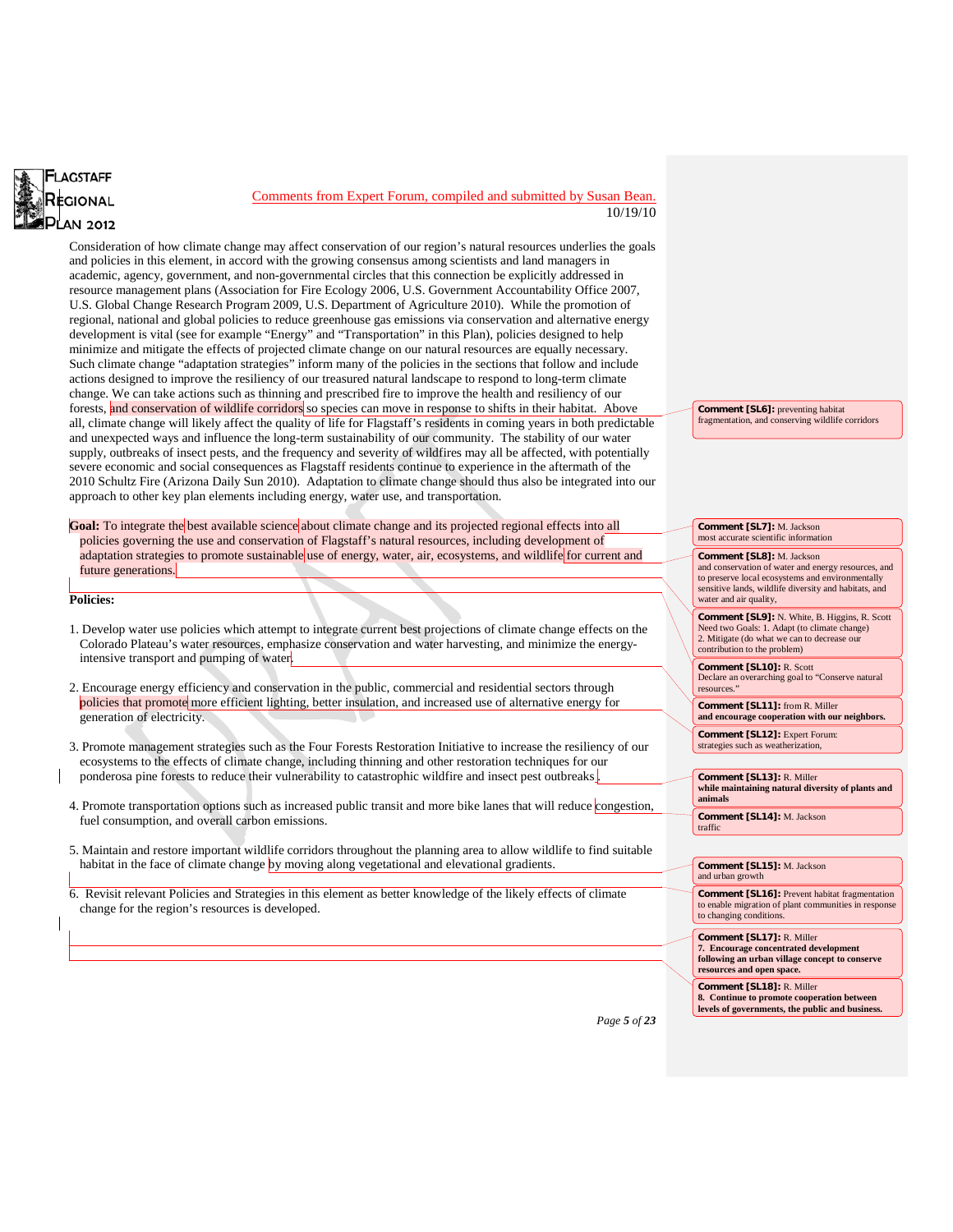Comments from Expert Forum, compiled and submitted by Susan Bean.
10/19/10

Consideration of how climate change may affect conservation of our region's natural resources underlies the goals and policies in this element, in accord with the growing consensus among scientists and land managers in academic, agency, government, and non-governmental circles that this connection be explicitly addressed in resource management plans (Association for Fire Ecology 2006, U.S. Government Accountability Office 2007, U.S. Global Change Research Program 2009, U.S. Department of Agriculture 2010). While the promotion of regional, national and global policies to reduce greenhouse gas emissions via conservation and alternative energy development is vital (see for example "Energy" and "Transportation" in this Plan), policies designed to help minimize and mitigate the effects of projected climate change on our natural resources are equally necessary. Such climate change "adaptation strategies" inform many of the policies in the sections that follow and include actions designed to improve the resiliency of our treasured natural landscape to respond to long-term climate change. We can take actions such as thinning and prescribed fire to improve the health and resiliency of our forests, and conservation of wildlife corridors so species can move in response to shifts in their habitat. Above all, climate change will likely affect the quality of life for Flagstaff's residents in both predictable and unexpected ways and influence the long-term sustainability of our community. The stability of our water supply, outbreaks of insect pests, and the frequency and severity of wildfires may all be affected, with potentially severe economic and social consequences as Flagstaff residents continue to experience in the aftermath of the 2010 Schultz Fire (Arizona Daily Sun 2010). Adaptation to climate change should thus also be integrated into our approach to other key plan elements including energy, water use, and transportation.

**Goal:** To integrate the best available science about climate change and its projected regional effects into all policies governing the use and conservation of Flagstaff's natural resources, including development of adaptation strategies to promote sustainable use of energy, water, air, ecosystems, and wildlife for current and future generations.

**Policies:**

1. Develop water use policies which attempt to integrate current best projections of climate change effects on the Colorado Plateau's water resources, emphasize conservation and water harvesting, and minimize the energy-intensive transport and pumping of water.

2. Encourage energy efficiency and conservation in the public, commercial and residential sectors through policies that promote more efficient lighting, better insulation, and increased use of alternative energy for generation of electricity.

3. Promote management strategies such as the Four Forests Restoration Initiative to increase the resiliency of our ecosystems to the effects of climate change, including thinning and other restoration techniques for our ponderosa pine forests to reduce their vulnerability to catastrophic wildfire and insect pest outbreaks.

4. Promote transportation options such as increased public transit and more bike lanes that will reduce congestion, fuel consumption, and overall carbon emissions.

5. Maintain and restore important wildlife corridors throughout the planning area to allow wildlife to find suitable habitat in the face of climate change by moving along vegetational and elevational gradients.

6. Revisit relevant Policies and Strategies in this element as better knowledge of the likely effects of climate change for the region's resources is developed.

---

**Comment [SL6]:** preventing habitat fragmentation, and conserving wildlife corridors

**Comment [SL7]:** M. Jackson
most accurate scientific information

**Comment [SL8]:** M. Jackson
and conservation of water and energy resources, and to preserve local ecosystems and environmentally sensitive lands, wildlife diversity and habitats, and water and air quality,

**Comment [SL9]:** N. White, B. Higgins, R. Scott
Need two Goals: 1. Adapt (to climate change) 2. Mitigate (do what we can to decrease our contribution to the problem)

**Comment [SL10]:** R. Scott
Declare an overarching goal to "Conserve natural resources."

**Comment [SL11]:** from R. Miller
**and encourage cooperation with our neighbors.**

**Comment [SL12]:** Expert Forum:
strategies such as weatherization,

**Comment [SL13]:** R. Miller
**while maintaining natural diversity of plants and animals**

**Comment [SL14]:** M. Jackson
traffic

**Comment [SL15]:** M. Jackson
and urban growth

**Comment [SL16]:** Prevent habitat fragmentation to enable migration of plant communities in response to changing conditions.

**Comment [SL17]:** R. Miller
**7. Encourage concentrated development following an urban village concept to conserve resources and open space.**

**Comment [SL18]:** R. Miller
**8. Continue to promote cooperation between levels of governments, the public and business.**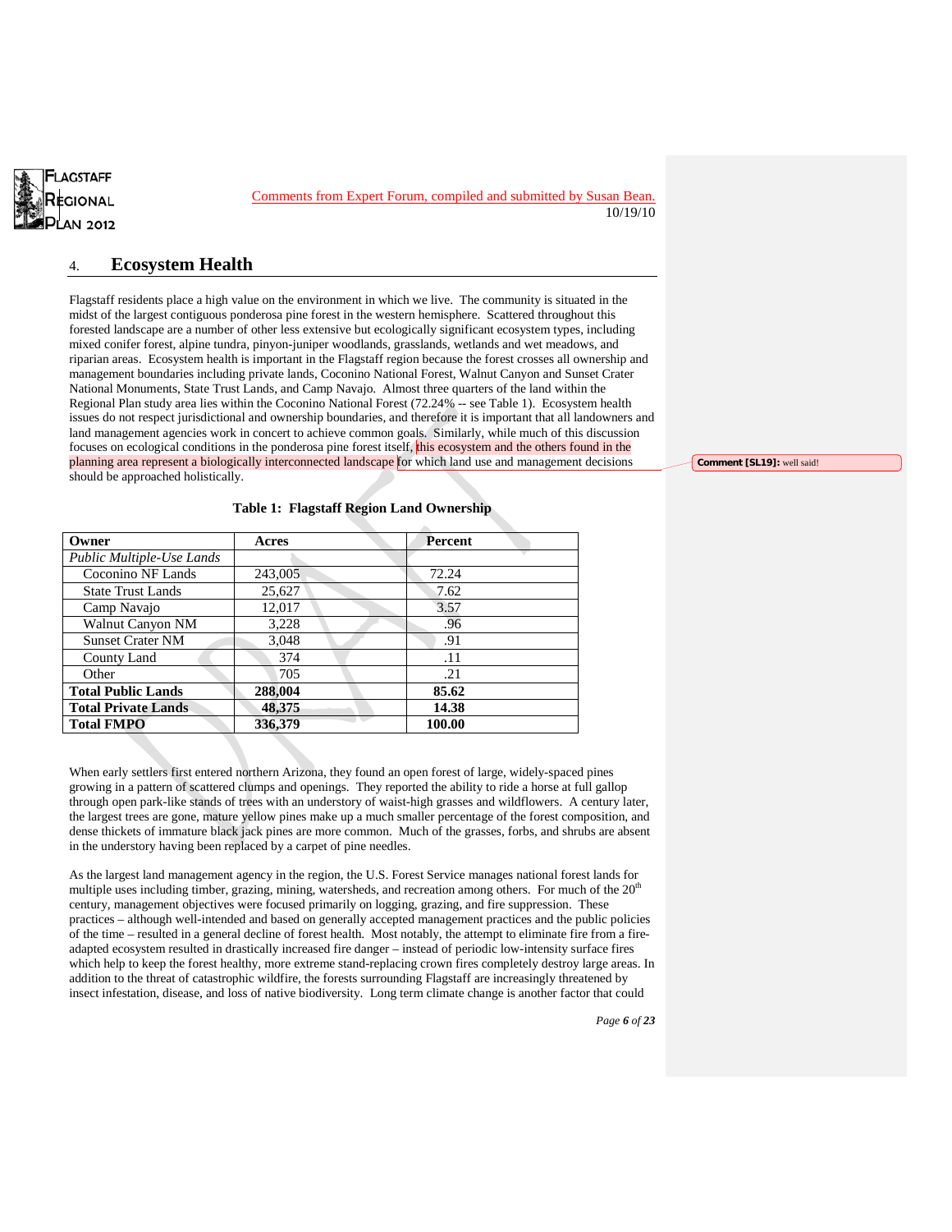Comments from Expert Forum, compiled and submitted by Susan Bean.
10/19/10

## 4. Ecosystem Health

Flagstaff residents place a high value on the environment in which we live. The community is situated in the midst of the largest contiguous ponderosa pine forest in the western hemisphere. Scattered throughout this forested landscape are a number of other less extensive but ecologically significant ecosystem types, including mixed conifer forest, alpine tundra, pinyon-juniper woodlands, grasslands, wetlands and wet meadows, and riparian areas. Ecosystem health is important in the Flagstaff region because the forest crosses all ownership and management boundaries including private lands, Coconino National Forest, Walnut Canyon and Sunset Crater National Monuments, State Trust Lands, and Camp Navajo. Almost three quarters of the land within the Regional Plan study area lies within the Coconino National Forest (72.24% -- see Table 1). Ecosystem health issues do not respect jurisdictional and ownership boundaries, and therefore it is important that all landowners and land management agencies work in concert to achieve common goals. Similarly, while much of this discussion focuses on ecological conditions in the ponderosa pine forest itself, this ecosystem and the others found in the planning area represent a biologically interconnected landscape for which land use and management decisions should be approached holistically.

**Comment [SL19]:** well said!

**Table 1: Flagstaff Region Land Ownership**

| Owner | Acres | Percent |
|---|---|---|
| *Public Multiple-Use Lands* | | |
| Coconino NF Lands | 243,005 | 72.24 |
| State Trust Lands | 25,627 | 7.62 |
| Camp Navajo | 12,017 | 3.57 |
| Walnut Canyon NM | 3,228 | .96 |
| Sunset Crater NM | 3,048 | .91 |
| County Land | 374 | .11 |
| Other | 705 | .21 |
| **Total Public Lands** | **288,004** | **85.62** |
| **Total Private Lands** | **48,375** | **14.38** |
| **Total FMPO** | **336,379** | **100.00** |

When early settlers first entered northern Arizona, they found an open forest of large, widely-spaced pines growing in a pattern of scattered clumps and openings. They reported the ability to ride a horse at full gallop through open park-like stands of trees with an understory of waist-high grasses and wildflowers. A century later, the largest trees are gone, mature yellow pines make up a much smaller percentage of the forest composition, and dense thickets of immature black jack pines are more common. Much of the grasses, forbs, and shrubs are absent in the understory having been replaced by a carpet of pine needles.

As the largest land management agency in the region, the U.S. Forest Service manages national forest lands for multiple uses including timber, grazing, mining, watersheds, and recreation among others. For much of the 20th century, management objectives were focused primarily on logging, grazing, and fire suppression. These practices – although well-intended and based on generally accepted management practices and the public policies of the time – resulted in a general decline of forest health. Most notably, the attempt to eliminate fire from a fire-adapted ecosystem resulted in drastically increased fire danger – instead of periodic low-intensity surface fires which help to keep the forest healthy, more extreme stand-replacing crown fires completely destroy large areas. In addition to the threat of catastrophic wildfire, the forests surrounding Flagstaff are increasingly threatened by insect infestation, disease, and loss of native biodiversity. Long term climate change is another factor that could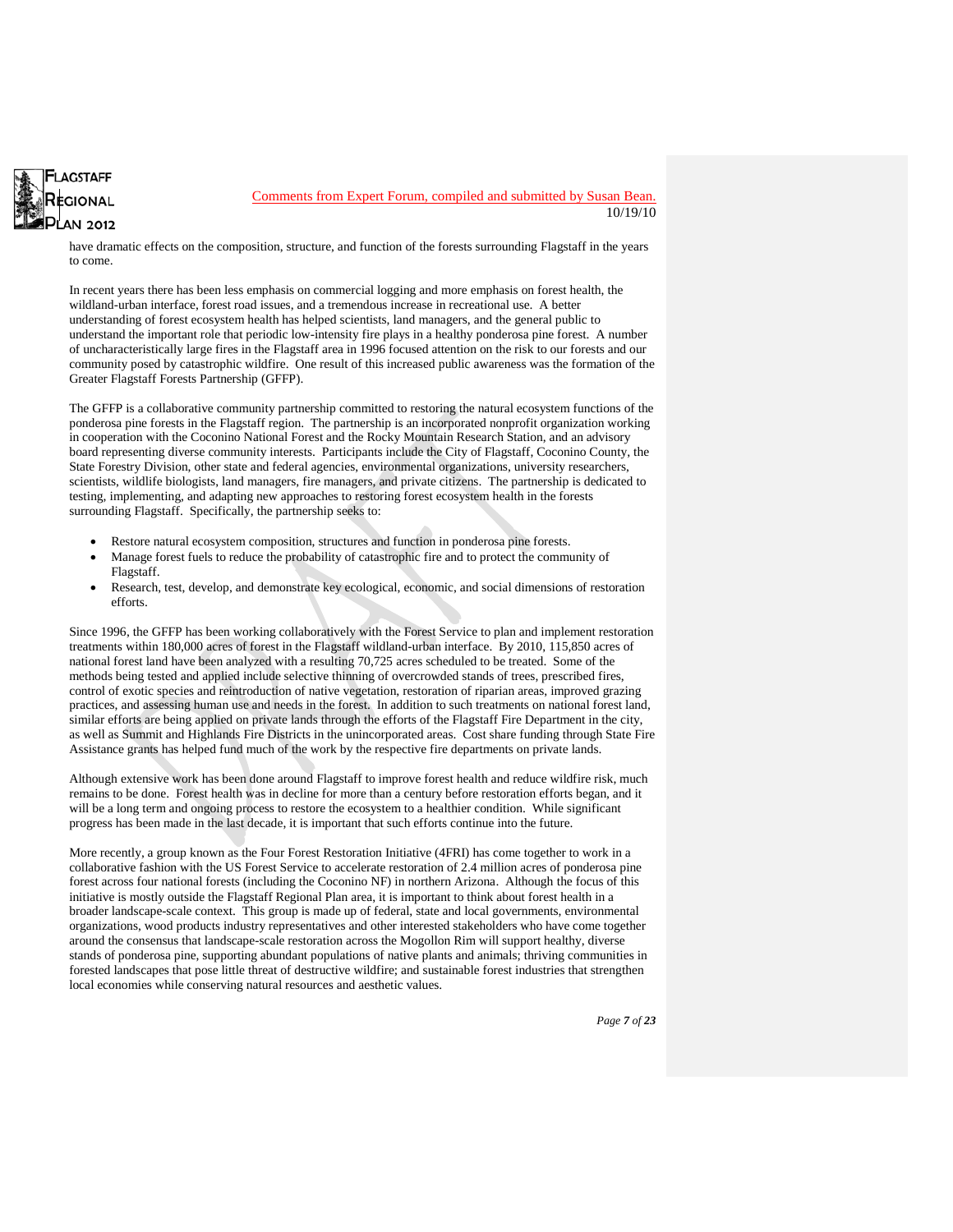have dramatic effects on the composition, structure, and function of the forests surrounding Flagstaff in the years to come.

In recent years there has been less emphasis on commercial logging and more emphasis on forest health, the wildland-urban interface, forest road issues, and a tremendous increase in recreational use. A better understanding of forest ecosystem health has helped scientists, land managers, and the general public to understand the important role that periodic low-intensity fire plays in a healthy ponderosa pine forest. A number of uncharacteristically large fires in the Flagstaff area in 1996 focused attention on the risk to our forests and our community posed by catastrophic wildfire. One result of this increased public awareness was the formation of the Greater Flagstaff Forests Partnership (GFFP).

The GFFP is a collaborative community partnership committed to restoring the natural ecosystem functions of the ponderosa pine forests in the Flagstaff region. The partnership is an incorporated nonprofit organization working in cooperation with the Coconino National Forest and the Rocky Mountain Research Station, and an advisory board representing diverse community interests. Participants include the City of Flagstaff, Coconino County, the State Forestry Division, other state and federal agencies, environmental organizations, university researchers, scientists, wildlife biologists, land managers, fire managers, and private citizens. The partnership is dedicated to testing, implementing, and adapting new approaches to restoring forest ecosystem health in the forests surrounding Flagstaff. Specifically, the partnership seeks to:

- Restore natural ecosystem composition, structures and function in ponderosa pine forests.
- Manage forest fuels to reduce the probability of catastrophic fire and to protect the community of Flagstaff.
- Research, test, develop, and demonstrate key ecological, economic, and social dimensions of restoration efforts.

Since 1996, the GFFP has been working collaboratively with the Forest Service to plan and implement restoration treatments within 180,000 acres of forest in the Flagstaff wildland-urban interface. By 2010, 115,850 acres of national forest land have been analyzed with a resulting 70,725 acres scheduled to be treated. Some of the methods being tested and applied include selective thinning of overcrowded stands of trees, prescribed fires, control of exotic species and reintroduction of native vegetation, restoration of riparian areas, improved grazing practices, and assessing human use and needs in the forest. In addition to such treatments on national forest land, similar efforts are being applied on private lands through the efforts of the Flagstaff Fire Department in the city, as well as Summit and Highlands Fire Districts in the unincorporated areas. Cost share funding through State Fire Assistance grants has helped fund much of the work by the respective fire departments on private lands.

Although extensive work has been done around Flagstaff to improve forest health and reduce wildfire risk, much remains to be done. Forest health was in decline for more than a century before restoration efforts began, and it will be a long term and ongoing process to restore the ecosystem to a healthier condition. While significant progress has been made in the last decade, it is important that such efforts continue into the future.

More recently, a group known as the Four Forest Restoration Initiative (4FRI) has come together to work in a collaborative fashion with the US Forest Service to accelerate restoration of 2.4 million acres of ponderosa pine forest across four national forests (including the Coconino NF) in northern Arizona. Although the focus of this initiative is mostly outside the Flagstaff Regional Plan area, it is important to think about forest health in a broader landscape-scale context. This group is made up of federal, state and local governments, environmental organizations, wood products industry representatives and other interested stakeholders who have come together around the consensus that landscape-scale restoration across the Mogollon Rim will support healthy, diverse stands of ponderosa pine, supporting abundant populations of native plants and animals; thriving communities in forested landscapes that pose little threat of destructive wildfire; and sustainable forest industries that strengthen local economies while conserving natural resources and aesthetic values.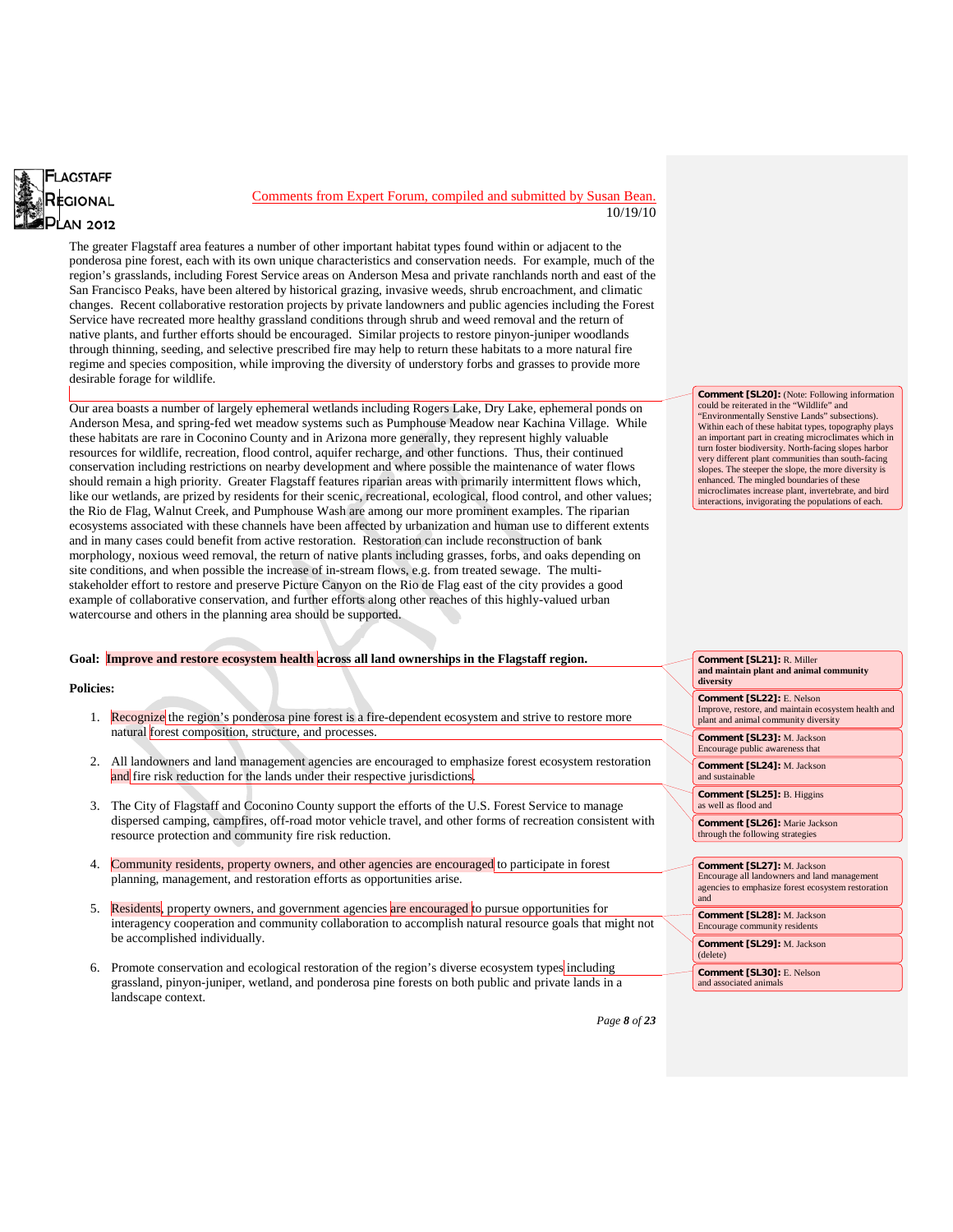The greater Flagstaff area features a number of other important habitat types found within or adjacent to the ponderosa pine forest, each with its own unique characteristics and conservation needs. For example, much of the region's grasslands, including Forest Service areas on Anderson Mesa and private ranchlands north and east of the San Francisco Peaks, have been altered by historical grazing, invasive weeds, shrub encroachment, and climatic changes. Recent collaborative restoration projects by private landowners and public agencies including the Forest Service have recreated more healthy grassland conditions through shrub and weed removal and the return of native plants, and further efforts should be encouraged. Similar projects to restore pinyon-juniper woodlands through thinning, seeding, and selective prescribed fire may help to return these habitats to a more natural fire regime and species composition, while improving the diversity of understory forbs and grasses to provide more desirable forage for wildlife.

Our area boasts a number of largely ephemeral wetlands including Rogers Lake, Dry Lake, ephemeral ponds on Anderson Mesa, and spring-fed wet meadow systems such as Pumphouse Meadow near Kachina Village. While these habitats are rare in Coconino County and in Arizona more generally, they represent highly valuable resources for wildlife, recreation, flood control, aquifer recharge, and other functions. Thus, their continued conservation including restrictions on nearby development and where possible the maintenance of water flows should remain a high priority. Greater Flagstaff features riparian areas with primarily intermittent flows which, like our wetlands, are prized by residents for their scenic, recreational, ecological, flood control, and other values; the Rio de Flag, Walnut Creek, and Pumphouse Wash are among our more prominent examples. The riparian ecosystems associated with these channels have been affected by urbanization and human use to different extents and in many cases could benefit from active restoration. Restoration can include reconstruction of bank morphology, noxious weed removal, the return of native plants including grasses, forbs, and oaks depending on site conditions, and when possible the increase of in-stream flows, e.g. from treated sewage. The multi-stakeholder effort to restore and preserve Picture Canyon on the Rio de Flag east of the city provides a good example of collaborative conservation, and further efforts along other reaches of this highly-valued urban watercourse and others in the planning area should be supported.

**Goal: Improve and restore ecosystem health across all land ownerships in the Flagstaff region.**

**Policies:**

1. Recognize the region's ponderosa pine forest is a fire-dependent ecosystem and strive to restore more natural forest composition, structure, and processes.

2. All landowners and land management agencies are encouraged to emphasize forest ecosystem restoration and fire risk reduction for the lands under their respective jurisdictions.

3. The City of Flagstaff and Coconino County support the efforts of the U.S. Forest Service to manage dispersed camping, campfires, off-road motor vehicle travel, and other forms of recreation consistent with resource protection and community fire risk reduction.

4. Community residents, property owners, and other agencies are encouraged to participate in forest planning, management, and restoration efforts as opportunities arise.

5. Residents, property owners, and government agencies are encouraged to pursue opportunities for interagency cooperation and community collaboration to accomplish natural resource goals that might not be accomplished individually.

6. Promote conservation and ecological restoration of the region's diverse ecosystem types including grassland, pinyon-juniper, wetland, and ponderosa pine forests on both public and private lands in a landscape context.

**Comment [SL20]:** (Note: Following information could be reiterated in the "Wildlife" and "Environmentally Senstive Lands" subsections). Within each of these habitat types, topography plays an important part in creating microclimates which in turn foster biodiversity. North-facing slopes harbor very different plant communities than south-facing slopes. The steeper the slope, the more diversity is enhanced. The mingled boundaries of these microclimates increase plant, invertebrate, and bird interactions, invigorating the populations of each.

**Comment [SL21]:** R. Miller
**and maintain plant and animal community diversity**

**Comment [SL22]:** E. Nelson
Improve, restore, and maintain ecosystem health and plant and animal community diversity

**Comment [SL23]:** M. Jackson
Encourage public awareness that

**Comment [SL24]:** M. Jackson
and sustainable

**Comment [SL25]:** B. Higgins
as well as flood and

**Comment [SL26]:** Marie Jackson
through the following strategies

**Comment [SL27]:** M. Jackson
Encourage all landowners and land management agencies to emphasize forest ecosystem restoration and

**Comment [SL28]:** M. Jackson
Encourage community residents

**Comment [SL29]:** M. Jackson
(delete)

**Comment [SL30]:** E. Nelson
and associated animals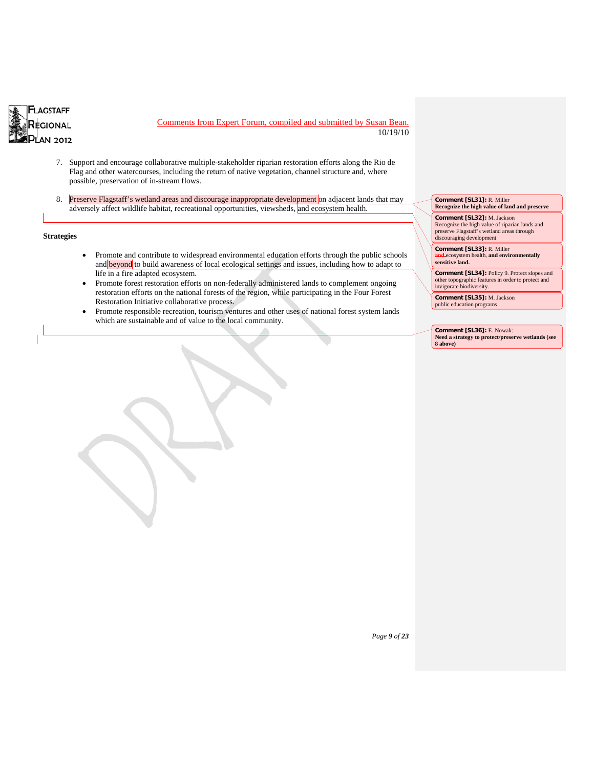Comments from Expert Forum, compiled and submitted by Susan Bean.
10/19/10

7. Support and encourage collaborative multiple-stakeholder riparian restoration efforts along the Rio de Flag and other watercourses, including the return of native vegetation, channel structure and, where possible, preservation of in-stream flows.

8. Preserve Flagstaff's wetland areas and discourage inappropriate development on adjacent lands that may adversely affect wildlife habitat, recreational opportunities, viewsheds, and ecosystem health.

**Strategies**

- Promote and contribute to widespread environmental education efforts through the public schools and beyond to build awareness of local ecological settings and issues, including how to adapt to life in a fire adapted ecosystem.
- Promote forest restoration efforts on non-federally administered lands to complement ongoing restoration efforts on the national forests of the region, while participating in the Four Forest Restoration Initiative collaborative process.
- Promote responsible recreation, tourism ventures and other uses of national forest system lands which are sustainable and of value to the local community.

**Comment [SL31]:** R. Miller
**Recognize the high value of land and preserve**

**Comment [SL32]:** M. Jackson
Recognize the high value of riparian lands and preserve Flagstaff's wetland areas through discouraging development

**Comment [SL33]:** R. Miller
~~and~~ ecosystem health, **and environmentally sensitive land.**

**Comment [SL34]:** Policy 9. Protect slopes and other topographic features in order to protect and invigorate biodiversity.

**Comment [SL35]:** M. Jackson
public education programs

**Comment [SL36]:** E. Nowak:
**Need a strategy to protect/preserve wetlands (see 8 above)**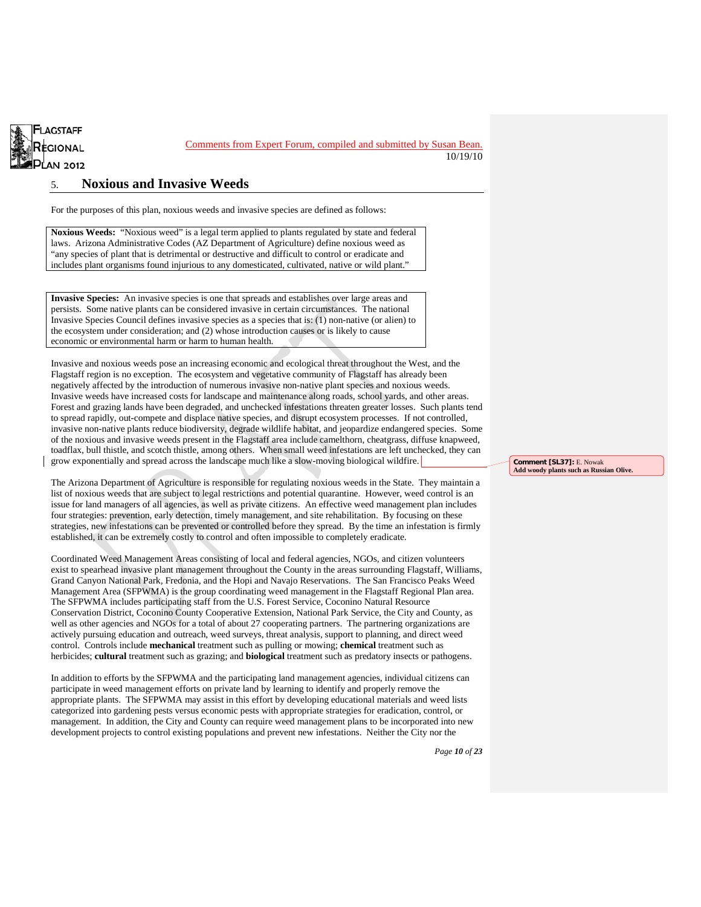Comments from Expert Forum, compiled and submitted by Susan Bean.
10/19/10

## 5. Noxious and Invasive Weeds

For the purposes of this plan, noxious weeds and invasive species are defined as follows:

> **Noxious Weeds:** "Noxious weed" is a legal term applied to plants regulated by state and federal laws. Arizona Administrative Codes (AZ Department of Agriculture) define noxious weed as "any species of plant that is detrimental or destructive and difficult to control or eradicate and includes plant organisms found injurious to any domesticated, cultivated, native or wild plant."

> **Invasive Species:** An invasive species is one that spreads and establishes over large areas and persists. Some native plants can be considered invasive in certain circumstances. The national Invasive Species Council defines invasive species as a species that is: (1) non-native (or alien) to the ecosystem under consideration; and (2) whose introduction causes or is likely to cause economic or environmental harm or harm to human health.

Invasive and noxious weeds pose an increasing economic and ecological threat throughout the West, and the Flagstaff region is no exception. The ecosystem and vegetative community of Flagstaff has already been negatively affected by the introduction of numerous invasive non-native plant species and noxious weeds. Invasive weeds have increased costs for landscape and maintenance along roads, school yards, and other areas. Forest and grazing lands have been degraded, and unchecked infestations threaten greater losses. Such plants tend to spread rapidly, out-compete and displace native species, and disrupt ecosystem processes. If not controlled, invasive non-native plants reduce biodiversity, degrade wildlife habitat, and jeopardize endangered species. Some of the noxious and invasive weeds present in the Flagstaff area include camelthorn, cheatgrass, diffuse knapweed, toadflax, bull thistle, and scotch thistle, among others. When small weed infestations are left unchecked, they can grow exponentially and spread across the landscape much like a slow-moving biological wildfire.

> **Comment [SL37]:** E. Nowak
> **Add woody plants such as Russian Olive.**

The Arizona Department of Agriculture is responsible for regulating noxious weeds in the State. They maintain a list of noxious weeds that are subject to legal restrictions and potential quarantine. However, weed control is an issue for land managers of all agencies, as well as private citizens. An effective weed management plan includes four strategies: prevention, early detection, timely management, and site rehabilitation. By focusing on these strategies, new infestations can be prevented or controlled before they spread. By the time an infestation is firmly established, it can be extremely costly to control and often impossible to completely eradicate.

Coordinated Weed Management Areas consisting of local and federal agencies, NGOs, and citizen volunteers exist to spearhead invasive plant management throughout the County in the areas surrounding Flagstaff, Williams, Grand Canyon National Park, Fredonia, and the Hopi and Navajo Reservations. The San Francisco Peaks Weed Management Area (SFPWMA) is the group coordinating weed management in the Flagstaff Regional Plan area. The SFPWMA includes participating staff from the U.S. Forest Service, Coconino Natural Resource Conservation District, Coconino County Cooperative Extension, National Park Service, the City and County, as well as other agencies and NGOs for a total of about 27 cooperating partners. The partnering organizations are actively pursuing education and outreach, weed surveys, threat analysis, support to planning, and direct weed control. Controls include **mechanical** treatment such as pulling or mowing; **chemical** treatment such as herbicides; **cultural** treatment such as grazing; and **biological** treatment such as predatory insects or pathogens.

In addition to efforts by the SFPWMA and the participating land management agencies, individual citizens can participate in weed management efforts on private land by learning to identify and properly remove the appropriate plants. The SFPWMA may assist in this effort by developing educational materials and weed lists categorized into gardening pests versus economic pests with appropriate strategies for eradication, control, or management. In addition, the City and County can require weed management plans to be incorporated into new development projects to control existing populations and prevent new infestations. Neither the City nor the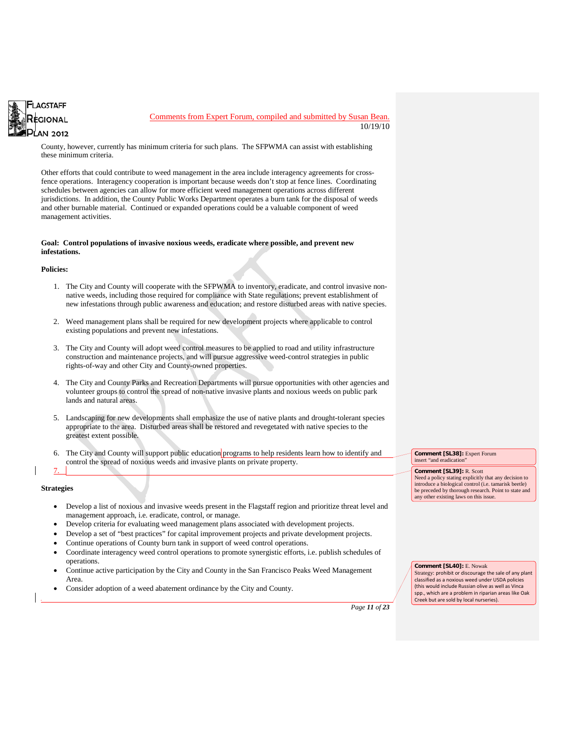County, however, currently has minimum criteria for such plans. The SFPWMA can assist with establishing these minimum criteria.

Other efforts that could contribute to weed management in the area include interagency agreements for cross-fence operations. Interagency cooperation is important because weeds don't stop at fence lines. Coordinating schedules between agencies can allow for more efficient weed management operations across different jurisdictions. In addition, the County Public Works Department operates a burn tank for the disposal of weeds and other burnable material. Continued or expanded operations could be a valuable component of weed management activities.

**Goal: Control populations of invasive noxious weeds, eradicate where possible, and prevent new infestations.**

**Policies:**

1. The City and County will cooperate with the SFPWMA to inventory, eradicate, and control invasive non-native weeds, including those required for compliance with State regulations; prevent establishment of new infestations through public awareness and education; and restore disturbed areas with native species.
2. Weed management plans shall be required for new development projects where applicable to control existing populations and prevent new infestations.
3. The City and County will adopt weed control measures to be applied to road and utility infrastructure construction and maintenance projects, and will pursue aggressive weed-control strategies in public rights-of-way and other City and County-owned properties.
4. The City and County Parks and Recreation Departments will pursue opportunities with other agencies and volunteer groups to control the spread of non-native invasive plants and noxious weeds on public park lands and natural areas.
5. Landscaping for new developments shall emphasize the use of native plants and drought-tolerant species appropriate to the area. Disturbed areas shall be restored and revegetated with native species to the greatest extent possible.
6. The City and County will support public education programs to help residents learn how to identify and control the spread of noxious weeds and invasive plants on private property.
7.

**Strategies**

- Develop a list of noxious and invasive weeds present in the Flagstaff region and prioritize threat level and management approach, i.e. eradicate, control, or manage.
- Develop criteria for evaluating weed management plans associated with development projects.
- Develop a set of "best practices" for capital improvement projects and private development projects.
- Continue operations of County burn tank in support of weed control operations.
- Coordinate interagency weed control operations to promote synergistic efforts, i.e. publish schedules of operations.
- Continue active participation by the City and County in the San Francisco Peaks Weed Management Area.
- Consider adoption of a weed abatement ordinance by the City and County.

**Comment [SL38]:** Expert Forum insert "and eradication"

**Comment [SL39]:** R. Scott Need a policy stating explicitly that any decision to introduce a biological control (i.e. tamarisk beetle) be preceded by thorough research. Point to state and any other existing laws on this issue.

**Comment [SL40]:** E. Nowak Strategy: prohibit or discourage the sale of any plant classified as a noxious weed under USDA policies (this would include Russian olive as well as Vinca spp., which are a problem in riparian areas like Oak Creek but are sold by local nurseries).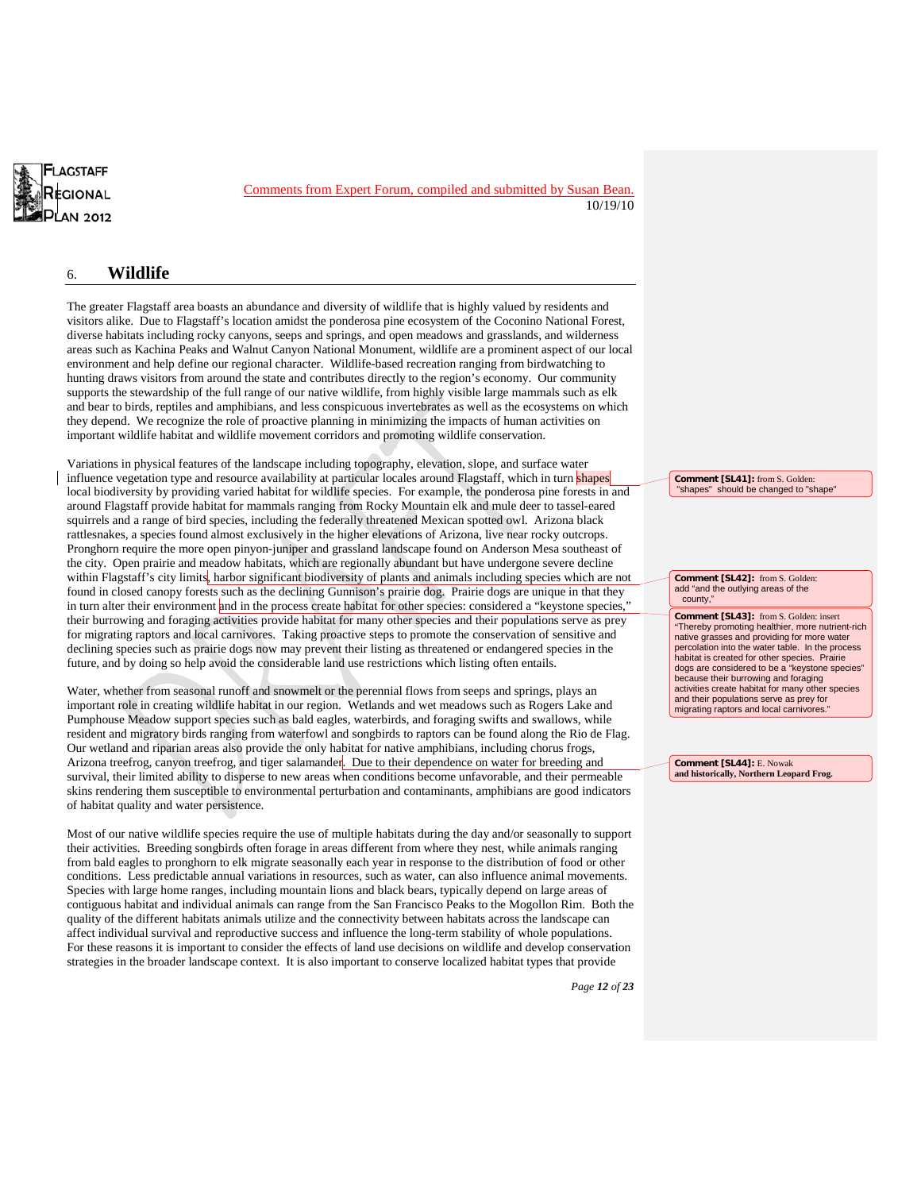Comments from Expert Forum, compiled and submitted by Susan Bean.
10/19/10

## 6. Wildlife

The greater Flagstaff area boasts an abundance and diversity of wildlife that is highly valued by residents and visitors alike. Due to Flagstaff's location amidst the ponderosa pine ecosystem of the Coconino National Forest, diverse habitats including rocky canyons, seeps and springs, and open meadows and grasslands, and wilderness areas such as Kachina Peaks and Walnut Canyon National Monument, wildlife are a prominent aspect of our local environment and help define our regional character. Wildlife-based recreation ranging from birdwatching to hunting draws visitors from around the state and contributes directly to the region's economy. Our community supports the stewardship of the full range of our native wildlife, from highly visible large mammals such as elk and bear to birds, reptiles and amphibians, and less conspicuous invertebrates as well as the ecosystems on which they depend. We recognize the role of proactive planning in minimizing the impacts of human activities on important wildlife habitat and wildlife movement corridors and promoting wildlife conservation.

Variations in physical features of the landscape including topography, elevation, slope, and surface water influence vegetation type and resource availability at particular locales around Flagstaff, which in turn shapes local biodiversity by providing varied habitat for wildlife species. For example, the ponderosa pine forests in and around Flagstaff provide habitat for mammals ranging from Rocky Mountain elk and mule deer to tassel-eared squirrels and a range of bird species, including the federally threatened Mexican spotted owl. Arizona black rattlesnakes, a species found almost exclusively in the higher elevations of Arizona, live near rocky outcrops. Pronghorn require the more open pinyon-juniper and grassland landscape found on Anderson Mesa southeast of the city. Open prairie and meadow habitats, which are regionally abundant but have undergone severe decline within Flagstaff's city limits, harbor significant biodiversity of plants and animals including species which are not found in closed canopy forests such as the declining Gunnison's prairie dog. Prairie dogs are unique in that they in turn alter their environment and in the process create habitat for other species: considered a "keystone species," their burrowing and foraging activities provide habitat for many other species and their populations serve as prey for migrating raptors and local carnivores. Taking proactive steps to promote the conservation of sensitive and declining species such as prairie dogs now may prevent their listing as threatened or endangered species in the future, and by doing so help avoid the considerable land use restrictions which listing often entails.

Water, whether from seasonal runoff and snowmelt or the perennial flows from seeps and springs, plays an important role in creating wildlife habitat in our region. Wetlands and wet meadows such as Rogers Lake and Pumphouse Meadow support species such as bald eagles, waterbirds, and foraging swifts and swallows, while resident and migratory birds ranging from waterfowl and songbirds to raptors can be found along the Rio de Flag. Our wetland and riparian areas also provide the only habitat for native amphibians, including chorus frogs, Arizona treefrog, canyon treefrog, and tiger salamander. Due to their dependence on water for breeding and survival, their limited ability to disperse to new areas when conditions become unfavorable, and their permeable skins rendering them susceptible to environmental perturbation and contaminants, amphibians are good indicators of habitat quality and water persistence.

Most of our native wildlife species require the use of multiple habitats during the day and/or seasonally to support their activities. Breeding songbirds often forage in areas different from where they nest, while animals ranging from bald eagles to pronghorn to elk migrate seasonally each year in response to the distribution of food or other conditions. Less predictable annual variations in resources, such as water, can also influence animal movements. Species with large home ranges, including mountain lions and black bears, typically depend on large areas of contiguous habitat and individual animals can range from the San Francisco Peaks to the Mogollon Rim. Both the quality of the different habitats animals utilize and the connectivity between habitats across the landscape can affect individual survival and reproductive success and influence the long-term stability of whole populations. For these reasons it is important to consider the effects of land use decisions on wildlife and develop conservation strategies in the broader landscape context. It is also important to conserve localized habitat types that provide

**Comment [SL41]:** from S. Golden: "shapes" should be changed to "shape"

**Comment [SL42]:** from S. Golden: add "and the outlying areas of the county,"

**Comment [SL43]:** from S. Golden: insert "Thereby promoting healthier, more nutrient-rich native grasses and providing for more water percolation into the water table. In the process habitat is created for other species. Prairie dogs are considered to be a "keystone species" because their burrowing and foraging activities create habitat for many other species and their populations serve as prey for migrating raptors and local carnivores."

**Comment [SL44]:** E. Nowak **and historically, Northern Leopard Frog.**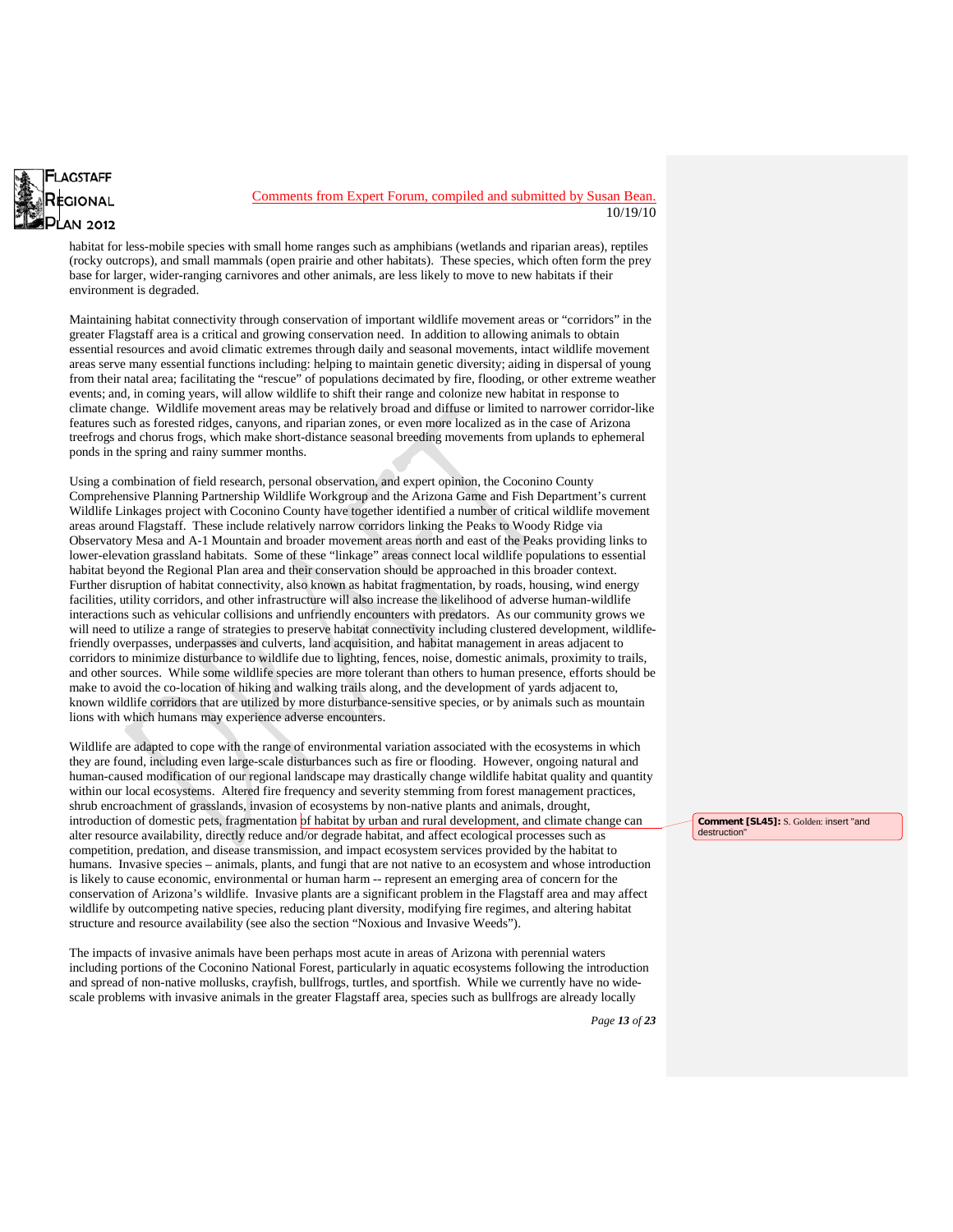habitat for less-mobile species with small home ranges such as amphibians (wetlands and riparian areas), reptiles (rocky outcrops), and small mammals (open prairie and other habitats). These species, which often form the prey base for larger, wider-ranging carnivores and other animals, are less likely to move to new habitats if their environment is degraded.

Maintaining habitat connectivity through conservation of important wildlife movement areas or "corridors" in the greater Flagstaff area is a critical and growing conservation need. In addition to allowing animals to obtain essential resources and avoid climatic extremes through daily and seasonal movements, intact wildlife movement areas serve many essential functions including: helping to maintain genetic diversity; aiding in dispersal of young from their natal area; facilitating the "rescue" of populations decimated by fire, flooding, or other extreme weather events; and, in coming years, will allow wildlife to shift their range and colonize new habitat in response to climate change. Wildlife movement areas may be relatively broad and diffuse or limited to narrower corridor-like features such as forested ridges, canyons, and riparian zones, or even more localized as in the case of Arizona treefrogs and chorus frogs, which make short-distance seasonal breeding movements from uplands to ephemeral ponds in the spring and rainy summer months.

Using a combination of field research, personal observation, and expert opinion, the Coconino County Comprehensive Planning Partnership Wildlife Workgroup and the Arizona Game and Fish Department's current Wildlife Linkages project with Coconino County have together identified a number of critical wildlife movement areas around Flagstaff. These include relatively narrow corridors linking the Peaks to Woody Ridge via Observatory Mesa and A-1 Mountain and broader movement areas north and east of the Peaks providing links to lower-elevation grassland habitats. Some of these "linkage" areas connect local wildlife populations to essential habitat beyond the Regional Plan area and their conservation should be approached in this broader context. Further disruption of habitat connectivity, also known as habitat fragmentation, by roads, housing, wind energy facilities, utility corridors, and other infrastructure will also increase the likelihood of adverse human-wildlife interactions such as vehicular collisions and unfriendly encounters with predators. As our community grows we will need to utilize a range of strategies to preserve habitat connectivity including clustered development, wildlife-friendly overpasses, underpasses and culverts, land acquisition, and habitat management in areas adjacent to corridors to minimize disturbance to wildlife due to lighting, fences, noise, domestic animals, proximity to trails, and other sources. While some wildlife species are more tolerant than others to human presence, efforts should be make to avoid the co-location of hiking and walking trails along, and the development of yards adjacent to, known wildlife corridors that are utilized by more disturbance-sensitive species, or by animals such as mountain lions with which humans may experience adverse encounters.

Wildlife are adapted to cope with the range of environmental variation associated with the ecosystems in which they are found, including even large-scale disturbances such as fire or flooding. However, ongoing natural and human-caused modification of our regional landscape may drastically change wildlife habitat quality and quantity within our local ecosystems. Altered fire frequency and severity stemming from forest management practices, shrub encroachment of grasslands, invasion of ecosystems by non-native plants and animals, drought, introduction of domestic pets, fragmentation of habitat by urban and rural development, and climate change can alter resource availability, directly reduce and/or degrade habitat, and affect ecological processes such as competition, predation, and disease transmission, and impact ecosystem services provided by the habitat to humans. Invasive species – animals, plants, and fungi that are not native to an ecosystem and whose introduction is likely to cause economic, environmental or human harm -- represent an emerging area of concern for the conservation of Arizona's wildlife. Invasive plants are a significant problem in the Flagstaff area and may affect wildlife by outcompeting native species, reducing plant diversity, modifying fire regimes, and altering habitat structure and resource availability (see also the section "Noxious and Invasive Weeds").

**Comment [SL45]:** S. Golden: insert "and destruction"

The impacts of invasive animals have been perhaps most acute in areas of Arizona with perennial waters including portions of the Coconino National Forest, particularly in aquatic ecosystems following the introduction and spread of non-native mollusks, crayfish, bullfrogs, turtles, and sportfish. While we currently have no wide-scale problems with invasive animals in the greater Flagstaff area, species such as bullfrogs are already locally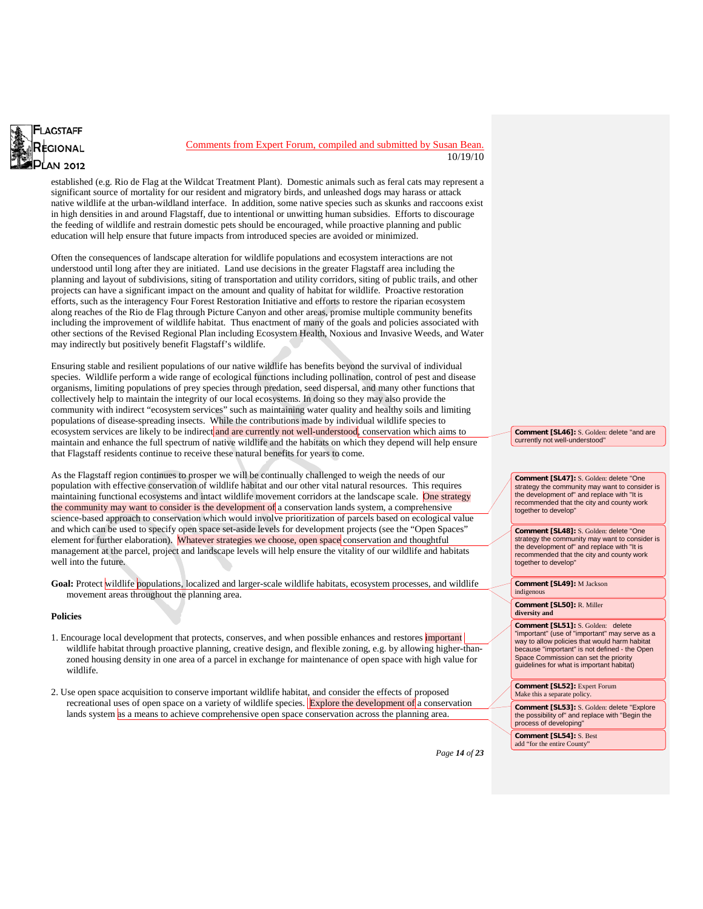Comments from Expert Forum, compiled and submitted by Susan Bean.
10/19/10

established (e.g. Rio de Flag at the Wildcat Treatment Plant). Domestic animals such as feral cats may represent a significant source of mortality for our resident and migratory birds, and unleashed dogs may harass or attack native wildlife at the urban-wildland interface. In addition, some native species such as skunks and raccoons exist in high densities in and around Flagstaff, due to intentional or unwitting human subsidies. Efforts to discourage the feeding of wildlife and restrain domestic pets should be encouraged, while proactive planning and public education will help ensure that future impacts from introduced species are avoided or minimized.

Often the consequences of landscape alteration for wildlife populations and ecosystem interactions are not understood until long after they are initiated. Land use decisions in the greater Flagstaff area including the planning and layout of subdivisions, siting of transportation and utility corridors, siting of public trails, and other projects can have a significant impact on the amount and quality of habitat for wildlife. Proactive restoration efforts, such as the interagency Four Forest Restoration Initiative and efforts to restore the riparian ecosystem along reaches of the Rio de Flag through Picture Canyon and other areas, promise multiple community benefits including the improvement of wildlife habitat. Thus enactment of many of the goals and policies associated with other sections of the Revised Regional Plan including Ecosystem Health, Noxious and Invasive Weeds, and Water may indirectly but positively benefit Flagstaff's wildlife.

Ensuring stable and resilient populations of our native wildlife has benefits beyond the survival of individual species. Wildlife perform a wide range of ecological functions including pollination, control of pest and disease organisms, limiting populations of prey species through predation, seed dispersal, and many other functions that collectively help to maintain the integrity of our local ecosystems. In doing so they may also provide the community with indirect "ecosystem services" such as maintaining water quality and healthy soils and limiting populations of disease-spreading insects. While the contributions made by individual wildlife species to ecosystem services are likely to be indirect and are currently not well-understood, conservation which aims to maintain and enhance the full spectrum of native wildlife and the habitats on which they depend will help ensure that Flagstaff residents continue to receive these natural benefits for years to come.

As the Flagstaff region continues to prosper we will be continually challenged to weigh the needs of our population with effective conservation of wildlife habitat and our other vital natural resources. This requires maintaining functional ecosystems and intact wildlife movement corridors at the landscape scale. One strategy the community may want to consider is the development of a conservation lands system, a comprehensive science-based approach to conservation which would involve prioritization of parcels based on ecological value and which can be used to specify open space set-aside levels for development projects (see the "Open Spaces" element for further elaboration). Whatever strategies we choose, open space conservation and thoughtful management at the parcel, project and landscape levels will help ensure the vitality of our wildlife and habitats well into the future.

**Goal:** Protect wildlife populations, localized and larger-scale wildlife habitats, ecosystem processes, and wildlife movement areas throughout the planning area.

**Policies**

1. Encourage local development that protects, conserves, and when possible enhances and restores important wildlife habitat through proactive planning, creative design, and flexible zoning, e.g. by allowing higher-than-zoned housing density in one area of a parcel in exchange for maintenance of open space with high value for wildlife.

2. Use open space acquisition to conserve important wildlife habitat, and consider the effects of proposed recreational uses of open space on a variety of wildlife species. Explore the development of a conservation lands system as a means to achieve comprehensive open space conservation across the planning area.

**Comment [SL46]:** S. Golden: delete "and are currently not well-understood"

**Comment [SL47]:** S. Golden: delete "One strategy the community may want to consider is the development of" and replace with "It is recommended that the city and county work together to develop"

**Comment [SL48]:** S. Golden: delete "One strategy the community may want to consider is the development of" and replace with "It is recommended that the city and county work together to develop"

**Comment [SL49]:** M Jackson indigenous

**Comment [SL50]:** R. Miller **diversity and**

**Comment [SL51]:** S. Golden: delete "important" (use of "important" may serve as a way to allow policies that would harm habitat because "important" is not defined - the Open Space Commission can set the priority guidelines for what is important habitat)

**Comment [SL52]:** Expert Forum Make this a separate policy.

**Comment [SL53]:** S. Golden: delete "Explore the development of" and replace with "Begin the process of developing"

**Comment [SL54]:** S. Best add "for the entire County"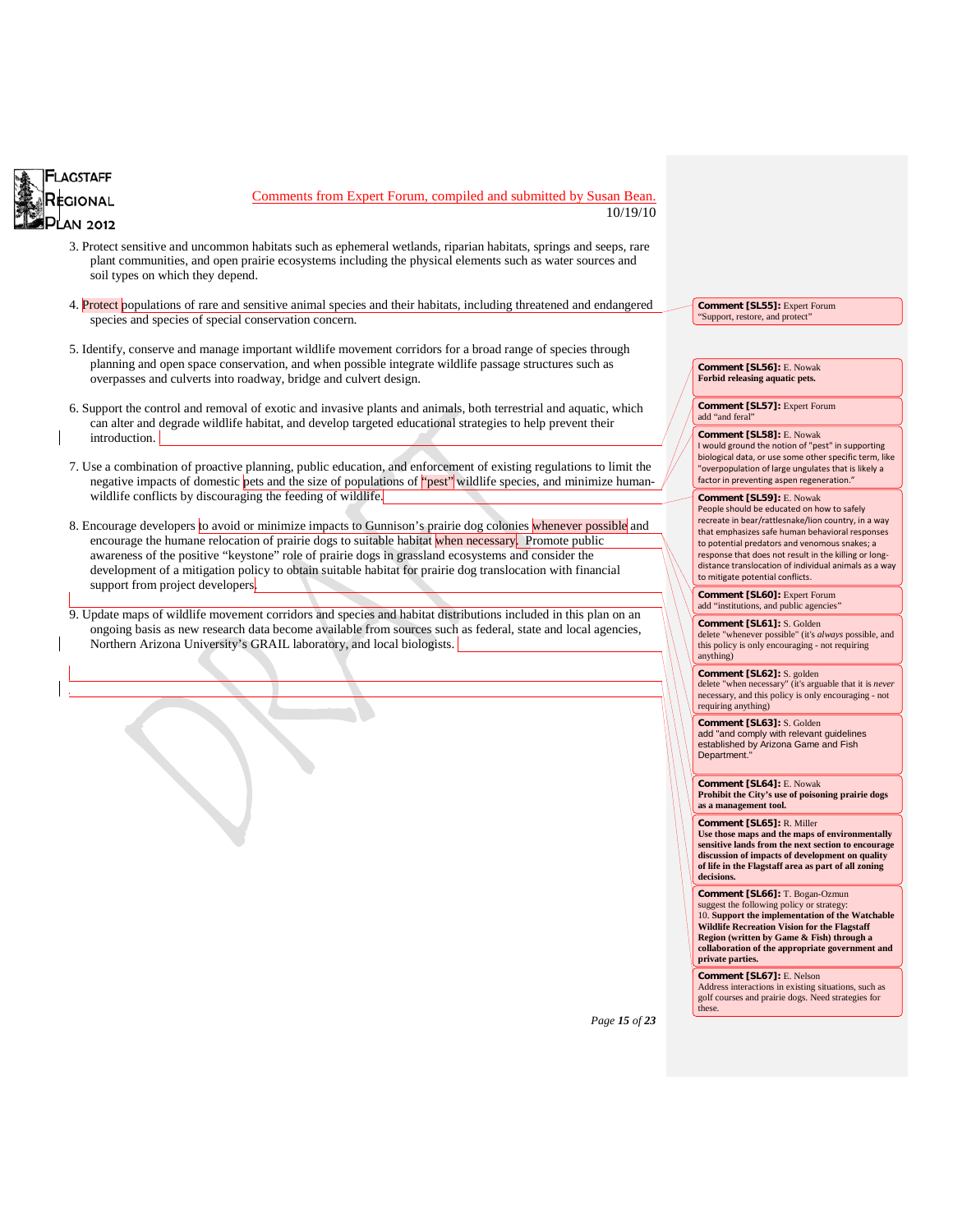Comments from Expert Forum, compiled and submitted by Susan Bean.
10/19/10

3. Protect sensitive and uncommon habitats such as ephemeral wetlands, riparian habitats, springs and seeps, rare plant communities, and open prairie ecosystems including the physical elements such as water sources and soil types on which they depend.

4. Protect populations of rare and sensitive animal species and their habitats, including threatened and endangered species and species of special conservation concern.

5. Identify, conserve and manage important wildlife movement corridors for a broad range of species through planning and open space conservation, and when possible integrate wildlife passage structures such as overpasses and culverts into roadway, bridge and culvert design.

6. Support the control and removal of exotic and invasive plants and animals, both terrestrial and aquatic, which can alter and degrade wildlife habitat, and develop targeted educational strategies to help prevent their introduction.

7. Use a combination of proactive planning, public education, and enforcement of existing regulations to limit the negative impacts of domestic pets and the size of populations of "pest" wildlife species, and minimize human-wildlife conflicts by discouraging the feeding of wildlife.

8. Encourage developers to avoid or minimize impacts to Gunnison's prairie dog colonies whenever possible and encourage the humane relocation of prairie dogs to suitable habitat when necessary. Promote public awareness of the positive "keystone" role of prairie dogs in grassland ecosystems and consider the development of a mitigation policy to obtain suitable habitat for prairie dog translocation with financial support from project developers.

9. Update maps of wildlife movement corridors and species and habitat distributions included in this plan on an ongoing basis as new research data become available from sources such as federal, state and local agencies, Northern Arizona University's GRAIL laboratory, and local biologists.

**Comment [SL55]:** Expert Forum
"Support, restore, and protect"

**Comment [SL56]:** E. Nowak
**Forbid releasing aquatic pets.**

**Comment [SL57]:** Expert Forum
add "and feral"

**Comment [SL58]:** E. Nowak
I would ground the notion of "pest" in supporting biological data, or use some other specific term, like "overpopulation of large ungulates that is likely a factor in preventing aspen regeneration."

**Comment [SL59]:** E. Nowak
People should be educated on how to safely recreate in bear/rattlesnake/lion country, in a way that emphasizes safe human behavioral responses to potential predators and venomous snakes; a response that does not result in the killing or long-distance translocation of individual animals as a way to mitigate potential conflicts.

**Comment [SL60]:** Expert Forum
add "institutions, and public agencies"

**Comment [SL61]:** S. Golden
delete "whenever possible" (it's *always* possible, and this policy is only encouraging - not requiring anything)

**Comment [SL62]:** S. golden
delete "when necessary" (it's arguable that it is *never* necessary, and this policy is only encouraging - not requiring anything)

**Comment [SL63]:** S. Golden
add "and comply with relevant guidelines established by Arizona Game and Fish Department."

**Comment [SL64]:** E. Nowak
**Prohibit the City's use of poisoning prairie dogs as a management tool.**

**Comment [SL65]:** R. Miller
**Use those maps and the maps of environmentally sensitive lands from the next section to encourage discussion of impacts of development on quality of life in the Flagstaff area as part of all zoning decisions.**

**Comment [SL66]:** T. Bogan-Ozmun
suggest the following policy or strategy:
10. **Support the implementation of the Watchable Wildlife Recreation Vision for the Flagstaff Region (written by Game & Fish) through a collaboration of the appropriate government and private parties.**

**Comment [SL67]:** E. Nelson
Address interactions in existing situations, such as golf courses and prairie dogs. Need strategies for these.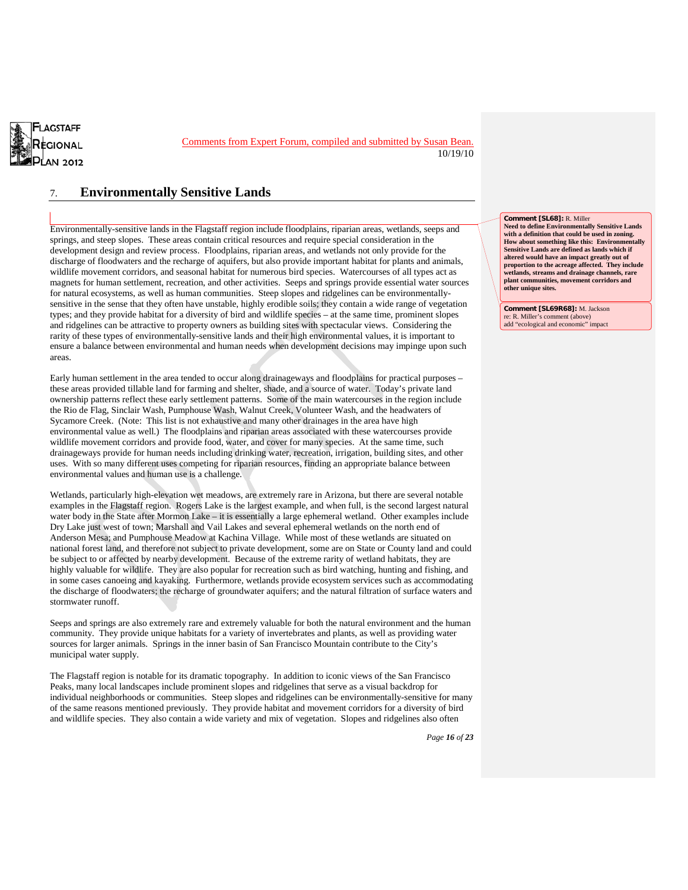Comments from Expert Forum, compiled and submitted by Susan Bean.
10/19/10

## 7. Environmentally Sensitive Lands

Environmentally-sensitive lands in the Flagstaff region include floodplains, riparian areas, wetlands, seeps and springs, and steep slopes. These areas contain critical resources and require special consideration in the development design and review process. Floodplains, riparian areas, and wetlands not only provide for the discharge of floodwaters and the recharge of aquifers, but also provide important habitat for plants and animals, wildlife movement corridors, and seasonal habitat for numerous bird species. Watercourses of all types act as magnets for human settlement, recreation, and other activities. Seeps and springs provide essential water sources for natural ecosystems, as well as human communities. Steep slopes and ridgelines can be environmentally-sensitive in the sense that they often have unstable, highly erodible soils; they contain a wide range of vegetation types; and they provide habitat for a diversity of bird and wildlife species – at the same time, prominent slopes and ridgelines can be attractive to property owners as building sites with spectacular views. Considering the rarity of these types of environmentally-sensitive lands and their high environmental values, it is important to ensure a balance between environmental and human needs when development decisions may impinge upon such areas.

Early human settlement in the area tended to occur along drainageways and floodplains for practical purposes – these areas provided tillable land for farming and shelter, shade, and a source of water. Today's private land ownership patterns reflect these early settlement patterns. Some of the main watercourses in the region include the Rio de Flag, Sinclair Wash, Pumphouse Wash, Walnut Creek, Volunteer Wash, and the headwaters of Sycamore Creek. (Note: This list is not exhaustive and many other drainages in the area have high environmental value as well.) The floodplains and riparian areas associated with these watercourses provide wildlife movement corridors and provide food, water, and cover for many species. At the same time, such drainageways provide for human needs including drinking water, recreation, irrigation, building sites, and other uses. With so many different uses competing for riparian resources, finding an appropriate balance between environmental values and human use is a challenge.

Wetlands, particularly high-elevation wet meadows, are extremely rare in Arizona, but there are several notable examples in the Flagstaff region. Rogers Lake is the largest example, and when full, is the second largest natural water body in the State after Mormon Lake – it is essentially a large ephemeral wetland. Other examples include Dry Lake just west of town; Marshall and Vail Lakes and several ephemeral wetlands on the north end of Anderson Mesa; and Pumphouse Meadow at Kachina Village. While most of these wetlands are situated on national forest land, and therefore not subject to private development, some are on State or County land and could be subject to or affected by nearby development. Because of the extreme rarity of wetland habitats, they are highly valuable for wildlife. They are also popular for recreation such as bird watching, hunting and fishing, and in some cases canoeing and kayaking. Furthermore, wetlands provide ecosystem services such as accommodating the discharge of floodwaters; the recharge of groundwater aquifers; and the natural filtration of surface waters and stormwater runoff.

Seeps and springs are also extremely rare and extremely valuable for both the natural environment and the human community. They provide unique habitats for a variety of invertebrates and plants, as well as providing water sources for larger animals. Springs in the inner basin of San Francisco Mountain contribute to the City's municipal water supply.

The Flagstaff region is notable for its dramatic topography. In addition to iconic views of the San Francisco Peaks, many local landscapes include prominent slopes and ridgelines that serve as a visual backdrop for individual neighborhoods or communities. Steep slopes and ridgelines can be environmentally-sensitive for many of the same reasons mentioned previously. They provide habitat and movement corridors for a diversity of bird and wildlife species. They also contain a wide variety and mix of vegetation. Slopes and ridgelines also often

**Comment [SL68]:** R. Miller
**Need to define Environmentally Sensitive Lands with a definition that could be used in zoning. How about something like this: Environmentally Sensitive Lands are defined as lands which if altered would have an impact greatly out of proportion to the acreage affected. They include wetlands, streams and drainage channels, rare plant communities, movement corridors and other unique sites.**

**Comment [SL69R68]:** M. Jackson
re: R. Miller's comment (above)
add "ecological and economic" impact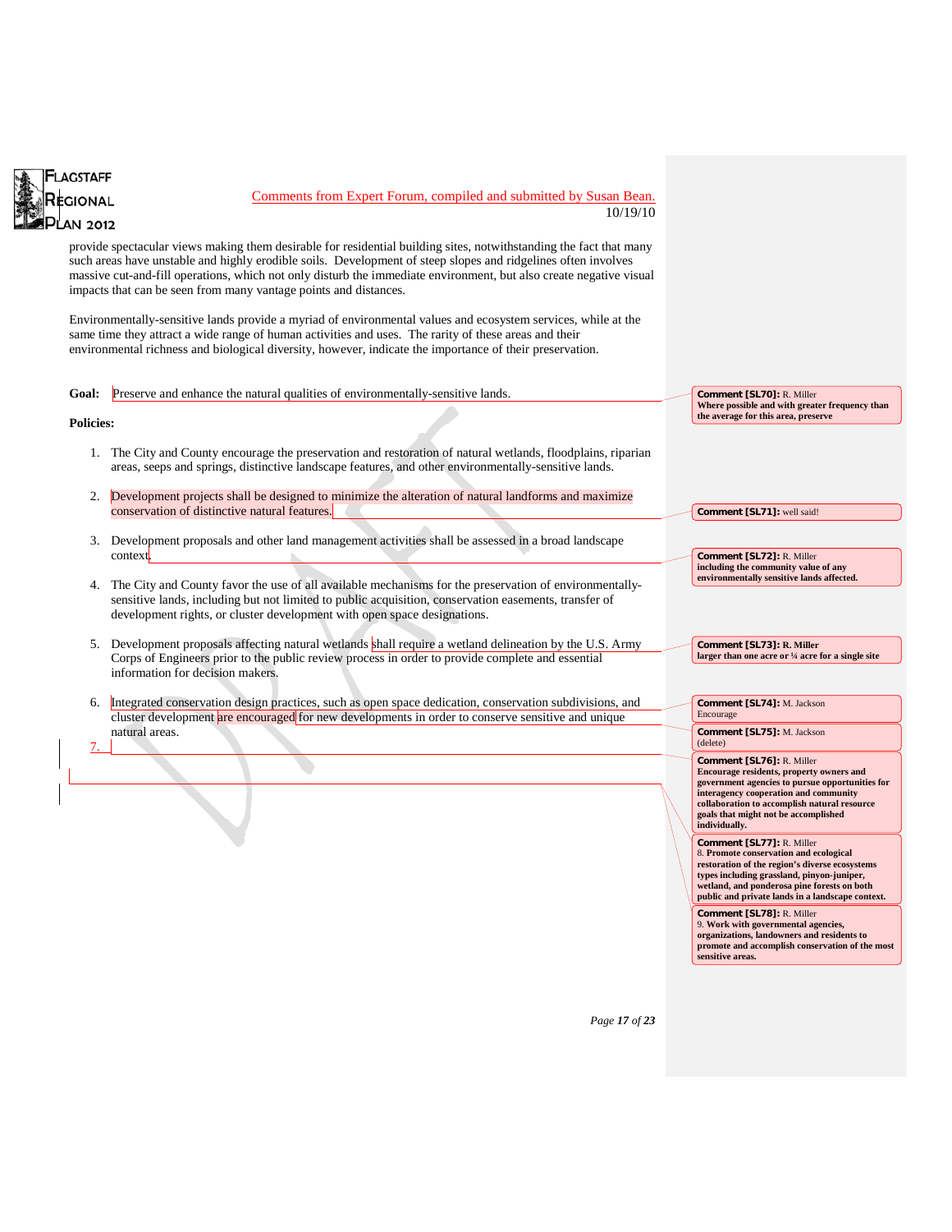Comments from Expert Forum, compiled and submitted by Susan Bean.
10/19/10

provide spectacular views making them desirable for residential building sites, notwithstanding the fact that many such areas have unstable and highly erodible soils. Development of steep slopes and ridgelines often involves massive cut-and-fill operations, which not only disturb the immediate environment, but also create negative visual impacts that can be seen from many vantage points and distances.

Environmentally-sensitive lands provide a myriad of environmental values and ecosystem services, while at the same time they attract a wide range of human activities and uses. The rarity of these areas and their environmental richness and biological diversity, however, indicate the importance of their preservation.

**Goal:** Preserve and enhance the natural qualities of environmentally-sensitive lands.

**Policies:**

1. The City and County encourage the preservation and restoration of natural wetlands, floodplains, riparian areas, seeps and springs, distinctive landscape features, and other environmentally-sensitive lands.
2. Development projects shall be designed to minimize the alteration of natural landforms and maximize conservation of distinctive natural features.
3. Development proposals and other land management activities shall be assessed in a broad landscape context.
4. The City and County favor the use of all available mechanisms for the preservation of environmentally-sensitive lands, including but not limited to public acquisition, conservation easements, transfer of development rights, or cluster development with open space designations.
5. Development proposals affecting natural wetlands shall require a wetland delineation by the U.S. Army Corps of Engineers prior to the public review process in order to provide complete and essential information for decision makers.
6. Integrated conservation design practices, such as open space dedication, conservation subdivisions, and cluster development are encouraged for new developments in order to conserve sensitive and unique natural areas.
7.

**Comment [SL70]:** R. Miller
**Where possible and with greater frequency than the average for this area, preserve**

**Comment [SL71]:** well said!

**Comment [SL72]:** R. Miller
**including the community value of any environmentally sensitive lands affected.**

**Comment [SL73]: R. Miller**
**larger than one acre or ¼ acre for a single site**

**Comment [SL74]:** M. Jackson
Encourage

**Comment [SL75]:** M. Jackson
(delete)

**Comment [SL76]:** R. Miller
**Encourage residents, property owners and government agencies to pursue opportunities for interagency cooperation and community collaboration to accomplish natural resource goals that might not be accomplished individually.**

**Comment [SL77]:** R. Miller
8. **Promote conservation and ecological restoration of the region's diverse ecosystems types including grassland, pinyon-juniper, wetland, and ponderosa pine forests on both public and private lands in a landscape context.**

**Comment [SL78]:** R. Miller
9. **Work with governmental agencies, organizations, landowners and residents to promote and accomplish conservation of the most sensitive areas.**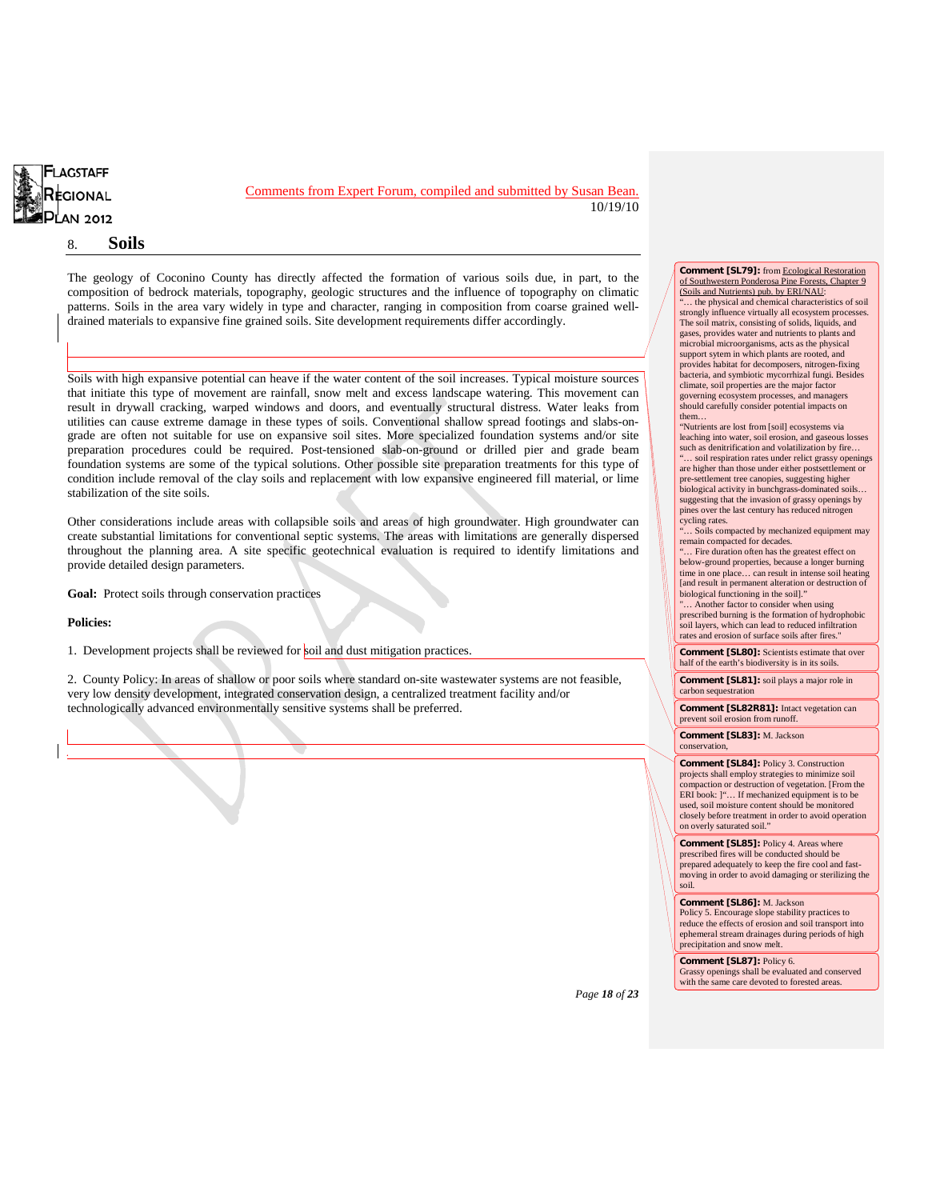Comments from Expert Forum, compiled and submitted by Susan Bean.
10/19/10

## 8. Soils

The geology of Coconino County has directly affected the formation of various soils due, in part, to the composition of bedrock materials, topography, geologic structures and the influence of topography on climatic patterns. Soils in the area vary widely in type and character, ranging in composition from coarse grained well-drained materials to expansive fine grained soils. Site development requirements differ accordingly.

Soils with high expansive potential can heave if the water content of the soil increases. Typical moisture sources that initiate this type of movement are rainfall, snow melt and excess landscape watering. This movement can result in drywall cracking, warped windows and doors, and eventually structural distress. Water leaks from utilities can cause extreme damage in these types of soils. Conventional shallow spread footings and slabs-on-grade are often not suitable for use on expansive soil sites. More specialized foundation systems and/or site preparation procedures could be required. Post-tensioned slab-on-ground or drilled pier and grade beam foundation systems are some of the typical solutions. Other possible site preparation treatments for this type of condition include removal of the clay soils and replacement with low expansive engineered fill material, or lime stabilization of the site soils.

Other considerations include areas with collapsible soils and areas of high groundwater. High groundwater can create substantial limitations for conventional septic systems. The areas with limitations are generally dispersed throughout the planning area. A site specific geotechnical evaluation is required to identify limitations and provide detailed design parameters.

**Goal:** Protect soils through conservation practices

**Policies:**

1. Development projects shall be reviewed for soil and dust mitigation practices.

2. County Policy: In areas of shallow or poor soils where standard on-site wastewater systems are not feasible, very low density development, integrated conservation design, a centralized treatment facility and/or technologically advanced environmentally sensitive systems shall be preferred.

---

**Comment [SL79]:** from Ecological Restoration of Southwestern Ponderosa Pine Forests, Chapter 9 (Soils and Nutrients) pub. by ERI/NAU:
"… the physical and chemical characteristics of soil strongly influence virtually all ecosystem processes. The soil matrix, consisting of solids, liquids, and gases, provides water and nutrients to plants and microbial microorganisms, acts as the physical support sytem in which plants are rooted, and provides habitat for decomposers, nitrogen-fixing bacteria, and symbiotic mycorrhizal fungi. Besides climate, soil properties are the major factor governing ecosystem processes, and managers should carefully consider potential impacts on them…
"Nutrients are lost from [soil] ecosystems via leaching into water, soil erosion, and gaseous losses such as denitrification and volatilization by fire…
"… soil respiration rates under relict grassy openings are higher than those under either postsettlement or pre-settlement tree canopies, suggesting higher biological activity in bunchgrass-dominated soils… suggesting that the invasion of grassy openings by pines over the last century has reduced nitrogen cycling rates.
"… Soils compacted by mechanized equipment may remain compacted for decades.
"… Fire duration often has the greatest effect on below-ground properties, because a longer burning time in one place… can result in intense soil heating [and result in permanent alteration or destruction of biological functioning in the soil]."
"… Another factor to consider when using prescribed burning is the formation of hydrophobic soil layers, which can lead to reduced infiltration rates and erosion of surface soils after fires."

**Comment [SL80]:** Scientists estimate that over half of the earth's biodiversity is in its soils.

**Comment [SL81]:** soil plays a major role in carbon sequestration

**Comment [SL82R81]:** Intact vegetation can prevent soil erosion from runoff.

**Comment [SL83]:** M. Jackson conservation,

**Comment [SL84]:** Policy 3. Construction projects shall employ strategies to minimize soil compaction or destruction of vegetation. [From the ERI book: ]"… If mechanized equipment is to be used, soil moisture content should be monitored closely before treatment in order to avoid operation on overly saturated soil."

**Comment [SL85]:** Policy 4. Areas where prescribed fires will be conducted should be prepared adequately to keep the fire cool and fast-moving in order to avoid damaging or sterilizing the soil.

**Comment [SL86]:** M. Jackson
Policy 5. Encourage slope stability practices to reduce the effects of erosion and soil transport into ephemeral stream drainages during periods of high precipitation and snow melt.

**Comment [SL87]:** Policy 6.
Grassy openings shall be evaluated and conserved with the same care devoted to forested areas.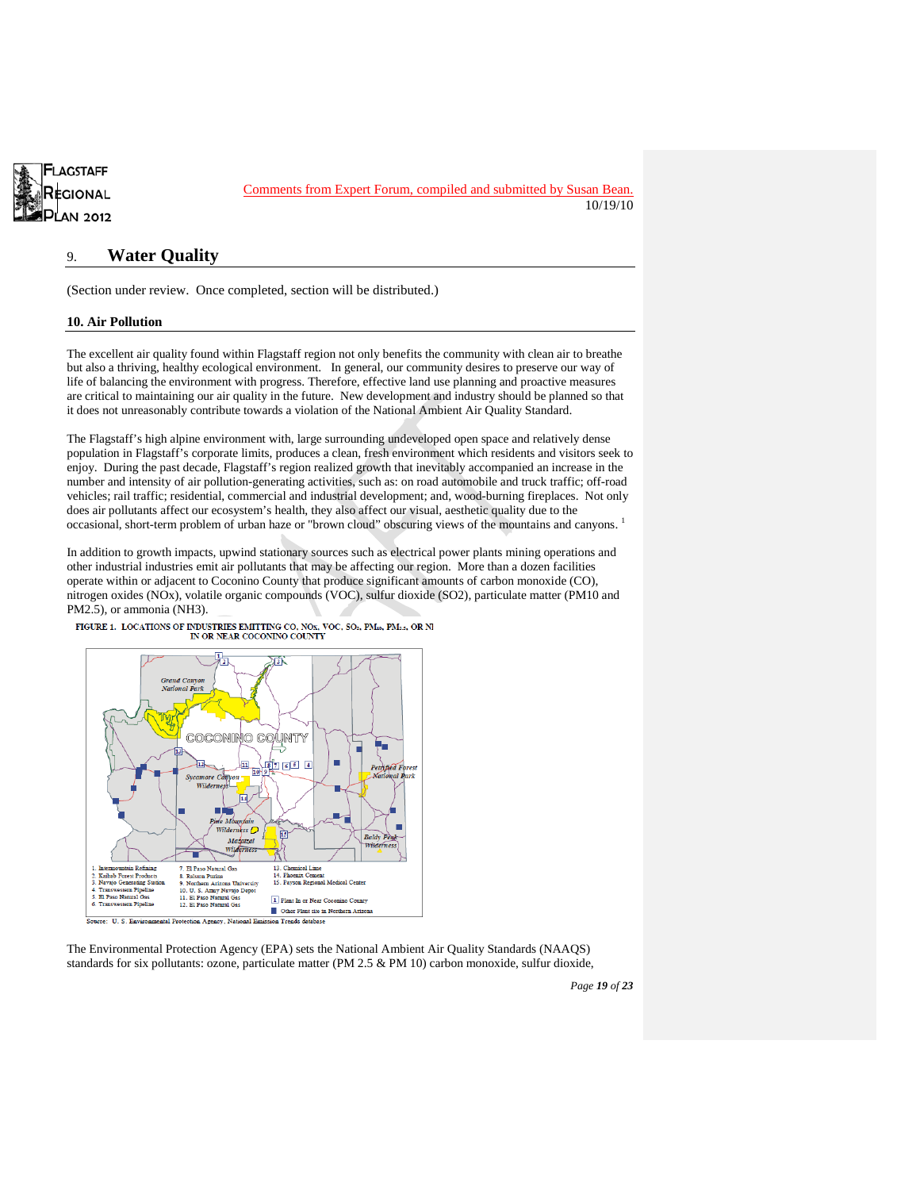Comments from Expert Forum, compiled and submitted by Susan Bean.
10/19/10

## 9. Water Quality

(Section under review. Once completed, section will be distributed.)

### 10. Air Pollution

The excellent air quality found within Flagstaff region not only benefits the community with clean air to breathe but also a thriving, healthy ecological environment. In general, our community desires to preserve our way of life of balancing the environment with progress. Therefore, effective land use planning and proactive measures are critical to maintaining our air quality in the future. New development and industry should be planned so that it does not unreasonably contribute towards a violation of the National Ambient Air Quality Standard.

The Flagstaff's high alpine environment with, large surrounding undeveloped open space and relatively dense population in Flagstaff's corporate limits, produces a clean, fresh environment which residents and visitors seek to enjoy. During the past decade, Flagstaff's region realized growth that inevitably accompanied an increase in the number and intensity of air pollution-generating activities, such as: on road automobile and truck traffic; off-road vehicles; rail traffic; residential, commercial and industrial development; and, wood-burning fireplaces. Not only does air pollutants affect our ecosystem's health, they also affect our visual, aesthetic quality due to the occasional, short-term problem of urban haze or "brown cloud" obscuring views of the mountains and canyons. [1]

In addition to growth impacts, upwind stationary sources such as electrical power plants mining operations and other industrial industries emit air pollutants that may be affecting our region. More than a dozen facilities operate within or adjacent to Coconino County that produce significant amounts of carbon monoxide (CO), nitrogen oxides (NOx), volatile organic compounds (VOC), sulfur dioxide (SO2), particulate matter (PM10 and PM2.5), or ammonia (NH3).

FIGURE 1. LOCATIONS OF INDUSTRIES EMITTING CO, NOx, VOC, $SO_2$, $PM_{10}$, $PM_{2.5}$, OR NI IN OR NEAR COCONINO COUNTY

1. Intermountain Refining
2. Kaibab Forest Products
3. Navajo Generating Station
4. Transwestern Pipeline
5. El Paso Natural Gas
6. Transwestern Pipeline
7. El Paso Natural Gas
8. Ralston Purina
9. Northern Arizona University
10. U. S. Army Navajo Depot
11. El Paso Natural Gas
12. El Paso Natural Gas
13. Chemical Lime
14. Phoenix Cement
15. Payson Regional Medical Center

Plant in or Near Coconino County
Other Plant site in Northern Arizona

Source: U. S. Environmental Protection Agency, National Emission Trends database

The Environmental Protection Agency (EPA) sets the National Ambient Air Quality Standards (NAAQS) standards for six pollutants: ozone, particulate matter (PM 2.5 & PM 10) carbon monoxide, sulfur dioxide,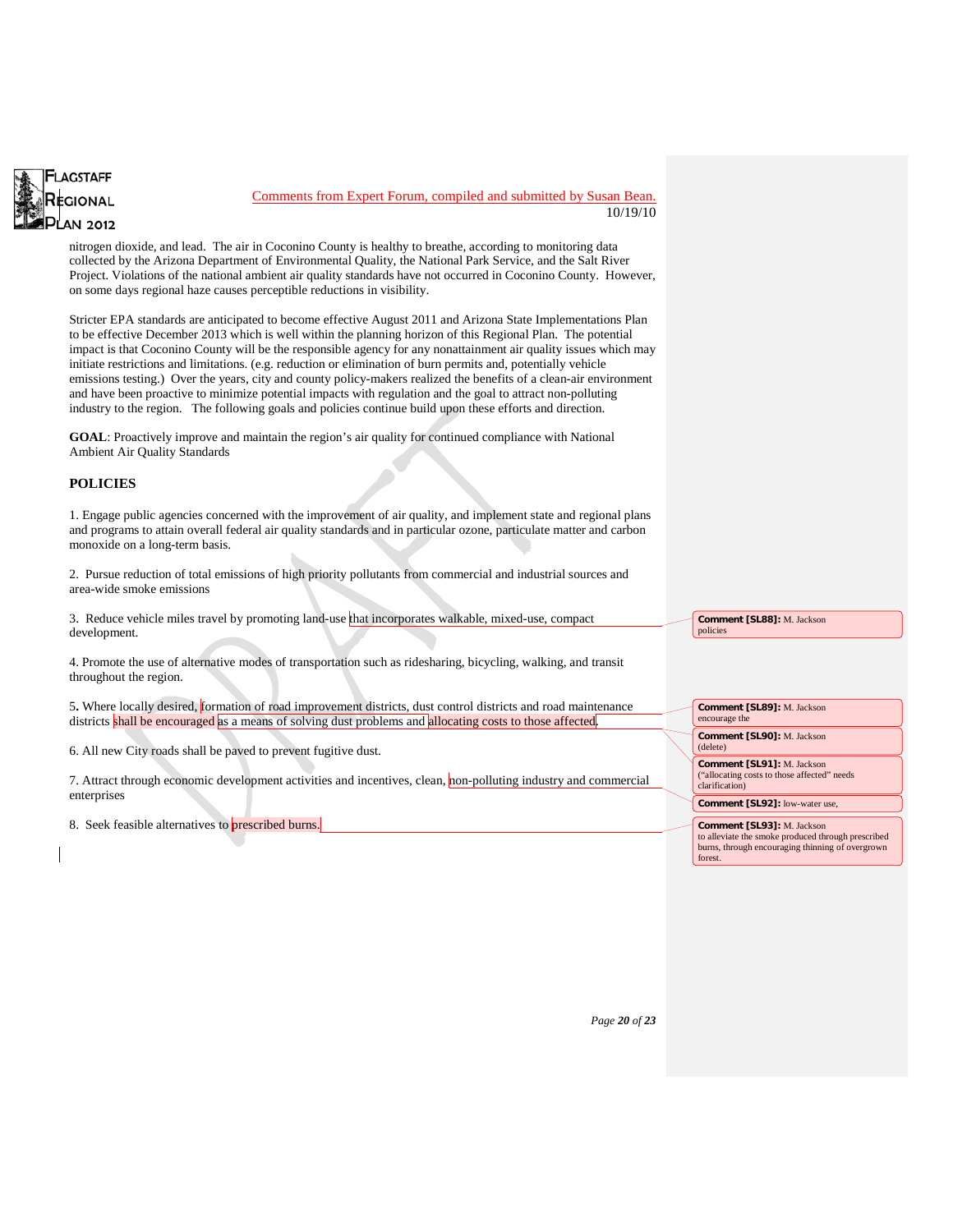nitrogen dioxide, and lead. The air in Coconino County is healthy to breathe, according to monitoring data collected by the Arizona Department of Environmental Quality, the National Park Service, and the Salt River Project. Violations of the national ambient air quality standards have not occurred in Coconino County. However, on some days regional haze causes perceptible reductions in visibility.

Stricter EPA standards are anticipated to become effective August 2011 and Arizona State Implementations Plan to be effective December 2013 which is well within the planning horizon of this Regional Plan. The potential impact is that Coconino County will be the responsible agency for any nonattainment air quality issues which may initiate restrictions and limitations. (e.g. reduction or elimination of burn permits and, potentially vehicle emissions testing.) Over the years, city and county policy-makers realized the benefits of a clean-air environment and have been proactive to minimize potential impacts with regulation and the goal to attract non-polluting industry to the region. The following goals and policies continue build upon these efforts and direction.

**GOAL**: Proactively improve and maintain the region's air quality for continued compliance with National Ambient Air Quality Standards

## POLICIES

1. Engage public agencies concerned with the improvement of air quality, and implement state and regional plans and programs to attain overall federal air quality standards and in particular ozone, particulate matter and carbon monoxide on a long-term basis.

2. Pursue reduction of total emissions of high priority pollutants from commercial and industrial sources and area-wide smoke emissions

3. Reduce vehicle miles travel by promoting land-use that incorporates walkable, mixed-use, compact development.

4. Promote the use of alternative modes of transportation such as ridesharing, bicycling, walking, and transit throughout the region.

5. Where locally desired, formation of road improvement districts, dust control districts and road maintenance districts shall be encouraged as a means of solving dust problems and allocating costs to those affected.

6. All new City roads shall be paved to prevent fugitive dust.

7. Attract through economic development activities and incentives, clean, non-polluting industry and commercial enterprises

8. Seek feasible alternatives to prescribed burns.

**Comment [SL88]:** M. Jackson policies

**Comment [SL89]:** M. Jackson encourage the

**Comment [SL90]:** M. Jackson (delete)

**Comment [SL91]:** M. Jackson ("allocating costs to those affected" needs clarification)

**Comment [SL92]:** low-water use,

**Comment [SL93]:** M. Jackson to alleviate the smoke produced through prescribed burns, through encouraging thinning of overgrown forest.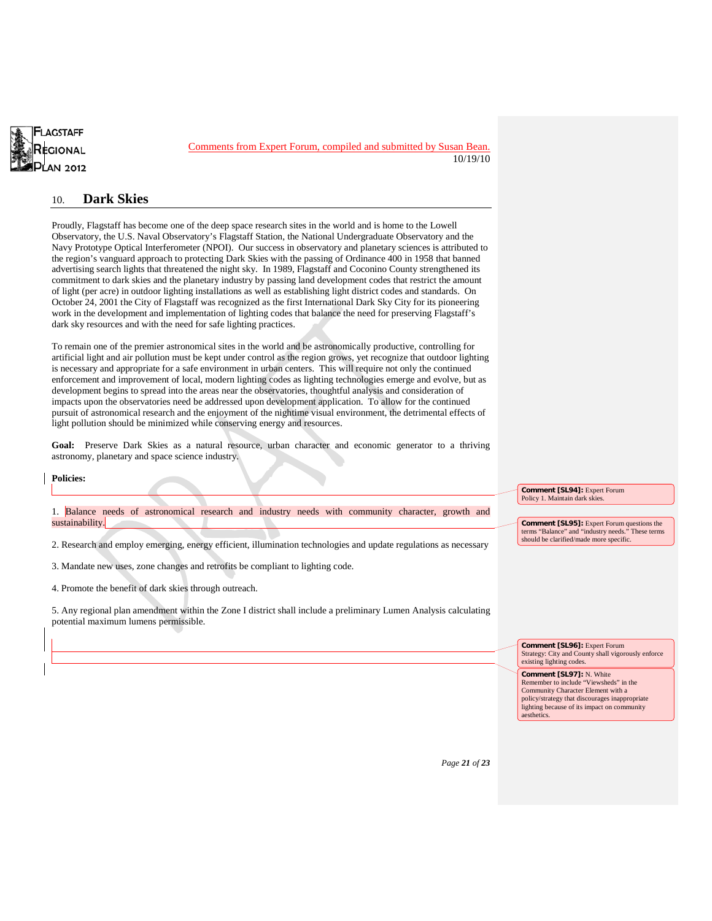Comments from Expert Forum, compiled and submitted by Susan Bean.
10/19/10

## 10. Dark Skies

Proudly, Flagstaff has become one of the deep space research sites in the world and is home to the Lowell Observatory, the U.S. Naval Observatory's Flagstaff Station, the National Undergraduate Observatory and the Navy Prototype Optical Interferometer (NPOI). Our success in observatory and planetary sciences is attributed to the region's vanguard approach to protecting Dark Skies with the passing of Ordinance 400 in 1958 that banned advertising search lights that threatened the night sky. In 1989, Flagstaff and Coconino County strengthened its commitment to dark skies and the planetary industry by passing land development codes that restrict the amount of light (per acre) in outdoor lighting installations as well as establishing light district codes and standards. On October 24, 2001 the City of Flagstaff was recognized as the first International Dark Sky City for its pioneering work in the development and implementation of lighting codes that balance the need for preserving Flagstaff's dark sky resources and with the need for safe lighting practices.

To remain one of the premier astronomical sites in the world and be astronomically productive, controlling for artificial light and air pollution must be kept under control as the region grows, yet recognize that outdoor lighting is necessary and appropriate for a safe environment in urban centers. This will require not only the continued enforcement and improvement of local, modern lighting codes as lighting technologies emerge and evolve, but as development begins to spread into the areas near the observatories, thoughtful analysis and consideration of impacts upon the observatories need be addressed upon development application. To allow for the continued pursuit of astronomical research and the enjoyment of the nighttime visual environment, the detrimental effects of light pollution should be minimized while conserving energy and resources.

**Goal:** Preserve Dark Skies as a natural resource, urban character and economic generator to a thriving astronomy, planetary and space science industry.

**Policies:**

1. Balance needs of astronomical research and industry needs with community character, growth and sustainability.

2. Research and employ emerging, energy efficient, illumination technologies and update regulations as necessary

3. Mandate new uses, zone changes and retrofits be compliant to lighting code.

4. Promote the benefit of dark skies through outreach.

5. Any regional plan amendment within the Zone I district shall include a preliminary Lumen Analysis calculating potential maximum lumens permissible.

**Comment [SL94]:** Expert Forum Policy 1. Maintain dark skies.

**Comment [SL95]:** Expert Forum questions the terms "Balance" and "industry needs." These terms should be clarified/made more specific.

**Comment [SL96]:** Expert Forum Strategy: City and County shall vigorously enforce existing lighting codes.

**Comment [SL97]:** N. White Remember to include "Viewsheds" in the Community Character Element with a policy/strategy that discourages inappropriate lighting because of its impact on community aesthetics.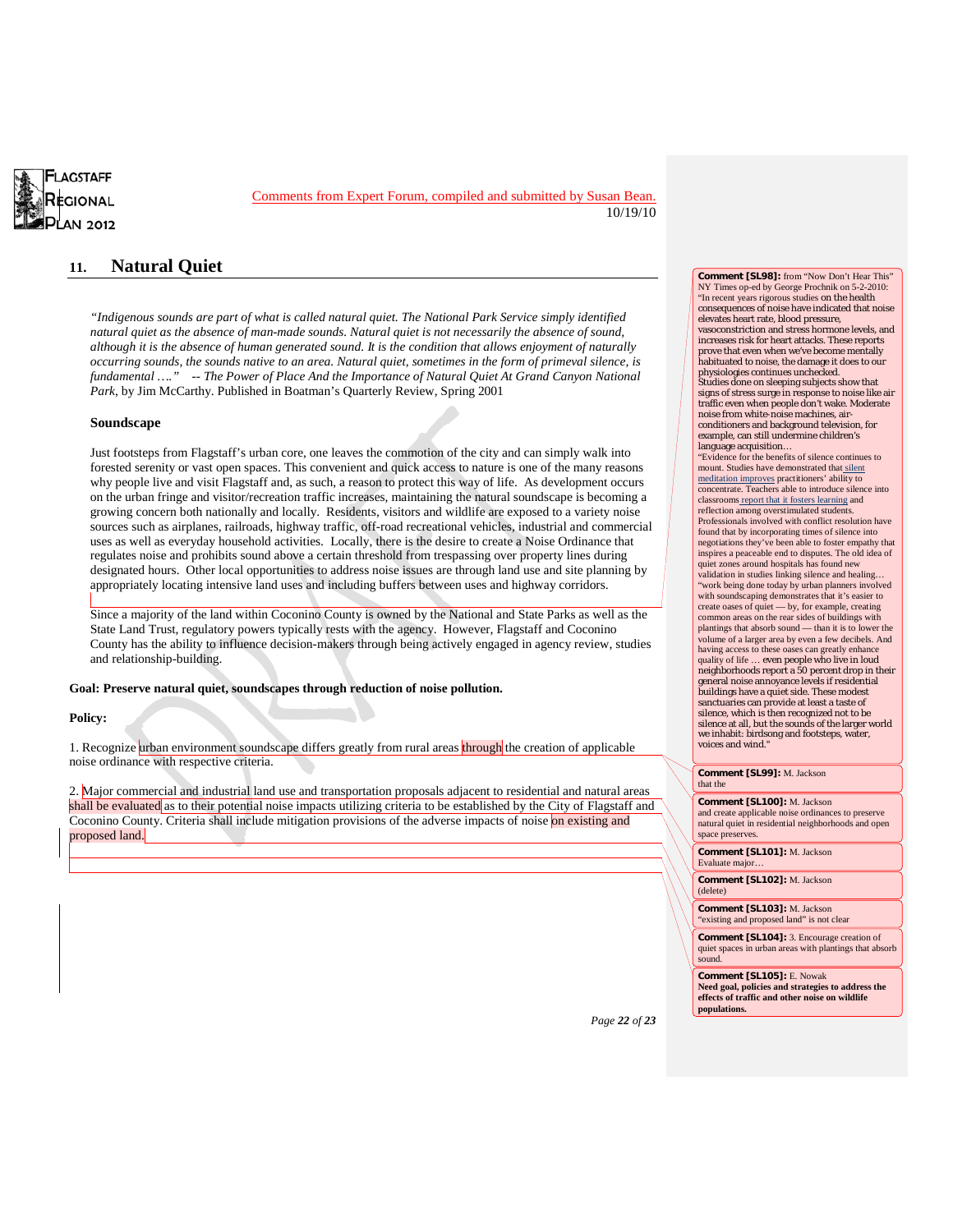Comments from Expert Forum, compiled and submitted by Susan Bean.
10/19/10

## 11. Natural Quiet

*"Indigenous sounds are part of what is called natural quiet. The National Park Service simply identified natural quiet as the absence of man-made sounds. Natural quiet is not necessarily the absence of sound, although it is the absence of human generated sound. It is the condition that allows enjoyment of naturally occurring sounds, the sounds native to an area. Natural quiet, sometimes in the form of primeval silence, is fundamental …." -- The Power of Place And the Importance of Natural Quiet At Grand Canyon National Park,* by Jim McCarthy. Published in Boatman's Quarterly Review, Spring 2001

### Soundscape

Just footsteps from Flagstaff's urban core, one leaves the commotion of the city and can simply walk into forested serenity or vast open spaces. This convenient and quick access to nature is one of the many reasons why people live and visit Flagstaff and, as such, a reason to protect this way of life. As development occurs on the urban fringe and visitor/recreation traffic increases, maintaining the natural soundscape is becoming a growing concern both nationally and locally. Residents, visitors and wildlife are exposed to a variety noise sources such as airplanes, railroads, highway traffic, off-road recreational vehicles, industrial and commercial uses as well as everyday household activities. Locally, there is the desire to create a Noise Ordinance that regulates noise and prohibits sound above a certain threshold from trespassing over property lines during designated hours. Other local opportunities to address noise issues are through land use and site planning by appropriately locating intensive land uses and including buffers between uses and highway corridors.

Since a majority of the land within Coconino County is owned by the National and State Parks as well as the State Land Trust, regulatory powers typically rests with the agency. However, Flagstaff and Coconino County has the ability to influence decision-makers through being actively engaged in agency review, studies and relationship-building.

**Goal: Preserve natural quiet, soundscapes through reduction of noise pollution.**

**Policy:**

1. Recognize urban environment soundscape differs greatly from rural areas through the creation of applicable noise ordinance with respective criteria.

2. Major commercial and industrial land use and transportation proposals adjacent to residential and natural areas shall be evaluated as to their potential noise impacts utilizing criteria to be established by the City of Flagstaff and Coconino County. Criteria shall include mitigation provisions of the adverse impacts of noise on existing and proposed land.

**Comment [SL98]:** from "Now Don't Hear This" NY Times op-ed by George Prochnik on 5-2-2010: "In recent years rigorous studies on the health consequences of noise have indicated that noise elevates heart rate, blood pressure, vasoconstriction and stress hormone levels, and increases risk for heart attacks. These reports prove that even when we've become mentally habituated to noise, the damage it does to our physiologies continues unchecked.
Studies done on sleeping subjects show that signs of stress surge in response to noise like air traffic even when people don't wake. Moderate noise from white-noise machines, air-conditioners and background television, for example, can still undermine children's language acquisition…
"Evidence for the benefits of silence continues to mount. Studies have demonstrated that silent meditation improves practitioners' ability to concentrate. Teachers able to introduce silence into classrooms report that it fosters learning and reflection among overstimulated students. Professionals involved with conflict resolution have found that by incorporating times of silence into negotiations they've been able to foster empathy that inspires a peaceable end to disputes. The old idea of quiet zones around hospitals has found new validation in studies linking silence and healing…
"work being done today by urban planners involved with soundscaping demonstrates that it's easier to create oases of quiet — by, for example, creating common areas on the rear sides of buildings with plantings that absorb sound — than it is to lower the volume of a larger area by even a few decibels. And having access to these oases can greatly enhance quality of life … even people who live in loud neighborhoods report a 50 percent drop in their general noise annoyance levels if residential buildings have a quiet side. These modest sanctuaries can provide at least a taste of silence, which is then recognized not to be silence at all, but the sounds of the larger world we inhabit: birdsong and footsteps, water, voices and wind."

**Comment [SL99]:** M. Jackson
that the

**Comment [SL100]:** M. Jackson
and create applicable noise ordinances to preserve natural quiet in residential neighborhoods and open space preserves.

**Comment [SL101]:** M. Jackson
Evaluate major…

**Comment [SL102]:** M. Jackson
(delete)

**Comment [SL103]:** M. Jackson
"existing and proposed land" is not clear

**Comment [SL104]:** 3. Encourage creation of quiet spaces in urban areas with plantings that absorb sound.

**Comment [SL105]:** E. Nowak
**Need goal, policies and strategies to address the effects of traffic and other noise on wildlife populations.**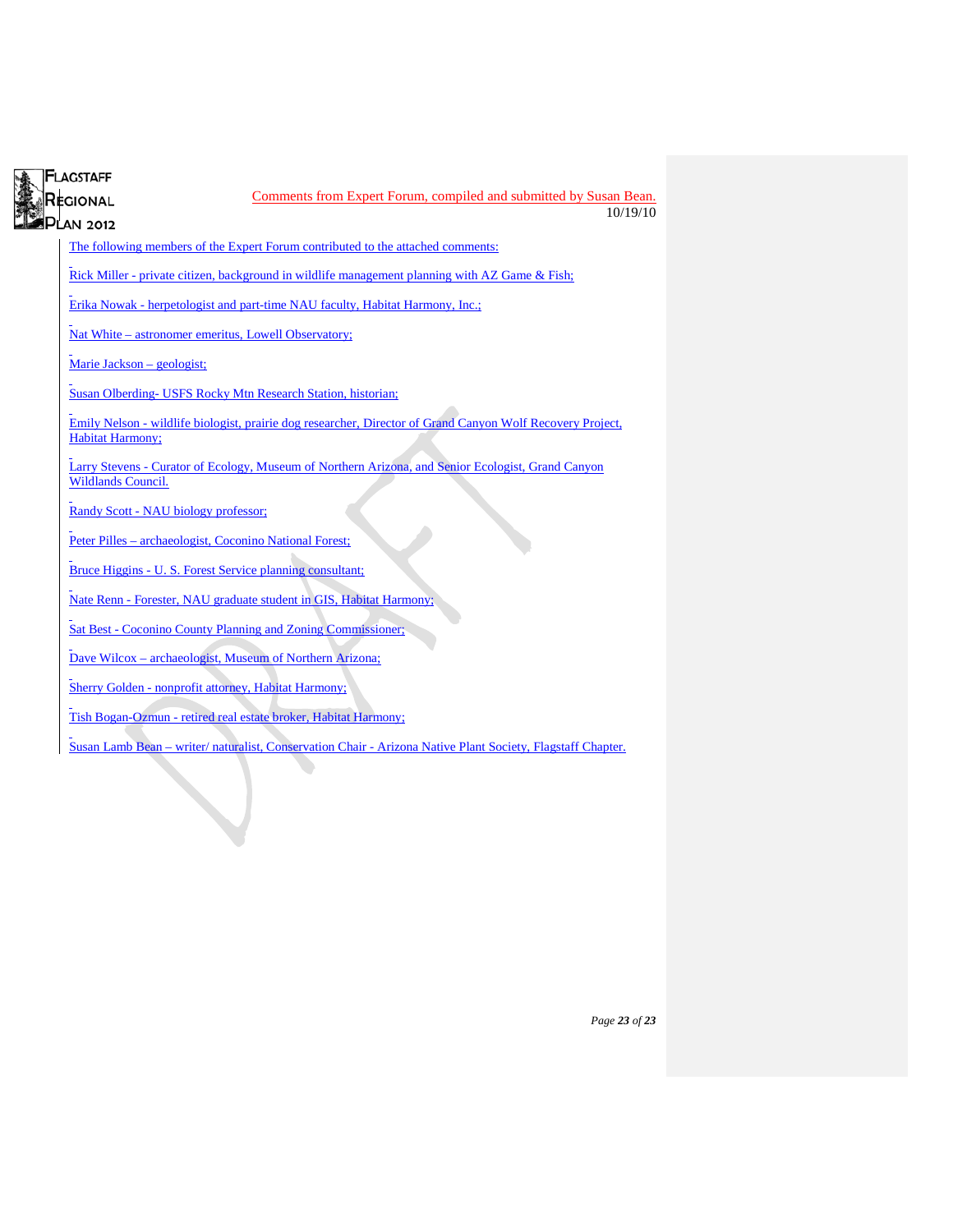Comments from Expert Forum, compiled and submitted by Susan Bean.

10/19/10

The following members of the Expert Forum contributed to the attached comments:

Rick Miller - private citizen, background in wildlife management planning with AZ Game & Fish;

Erika Nowak - herpetologist and part-time NAU faculty, Habitat Harmony, Inc.;

Nat White – astronomer emeritus, Lowell Observatory;

Marie Jackson – geologist;

Susan Olberding- USFS Rocky Mtn Research Station, historian;

Emily Nelson - wildlife biologist, prairie dog researcher, Director of Grand Canyon Wolf Recovery Project, Habitat Harmony;

Larry Stevens - Curator of Ecology, Museum of Northern Arizona, and Senior Ecologist, Grand Canyon Wildlands Council.

Randy Scott - NAU biology professor;

Peter Pilles – archaeologist, Coconino National Forest;

Bruce Higgins - U. S. Forest Service planning consultant;

Nate Renn - Forester, NAU graduate student in GIS, Habitat Harmony;

Sat Best - Coconino County Planning and Zoning Commissioner;

Dave Wilcox – archaeologist, Museum of Northern Arizona;

Sherry Golden - nonprofit attorney, Habitat Harmony;

Tish Bogan-Ozmun - retired real estate broker, Habitat Harmony;

Susan Lamb Bean – writer/ naturalist, Conservation Chair - Arizona Native Plant Society, Flagstaff Chapter.